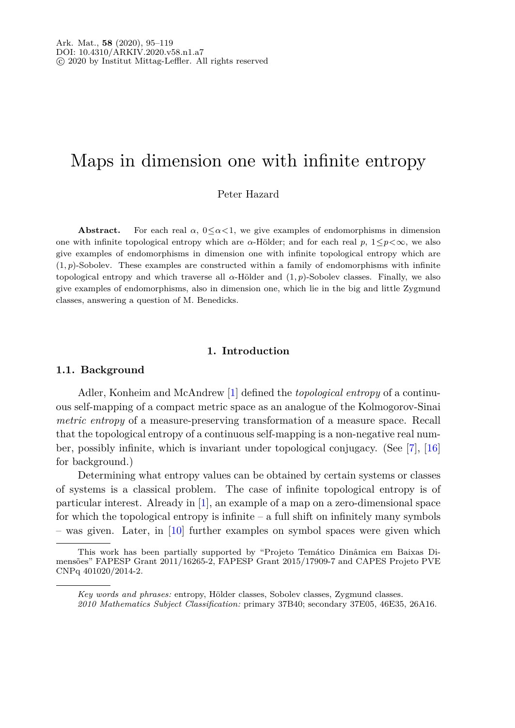# Maps in dimension one with infinite entropy

Peter Hazard

**Abstract.** For each real $\alpha$, $0 \leq \alpha < 1$, we give examples of endomorphisms in dimension one with infinite topological entropy which are $\alpha$-Hölder; and for each real $p$, $1 \leq p < \infty$, we also give examples of endomorphisms in dimension one with infinite topological entropy which are $(1,p)$-Sobolev. These examples are constructed within a family of endomorphisms with infinite topological entropy and which traverse all $\alpha$-Hölder and $(1,p)$-Sobolev classes. Finally, we also give examples of endomorphisms, also in dimension one, which lie in the big and little Zygmund classes, answering a question of M. Benedicks.

## 1. Introduction

### 1.1. Background

Adler, Konheim and McAndrew [1] defined the *topological entropy* of a continuous self-mapping of a compact metric space as an analogue of the Kolmogorov-Sinai *metric entropy* of a measure-preserving transformation of a measure space. Recall that the topological entropy of a continuous self-mapping is a non-negative real number, possibly infinite, which is invariant under topological conjugacy. (See [7], [16] for background.)

Determining what entropy values can be obtained by certain systems or classes of systems is a classical problem. The case of infinite topological entropy is of particular interest. Already in [1], an example of a map on a zero-dimensional space for which the topological entropy is infinite – a full shift on infinitely many symbols – was given. Later, in [10] further examples on symbol spaces were given which

---

This work has been partially supported by "Projeto Temático Dinâmica em Baixas Dimensões" FAPESP Grant 2011/16265-2, FAPESP Grant 2015/17909-7 and CAPES Projeto PVE CNPq 401020/2014-2.

*Key words and phrases:* entropy, Hölder classes, Sobolev classes, Zygmund classes.

*2010 Mathematics Subject Classification:* primary 37B40; secondary 37E05, 46E35, 26A16.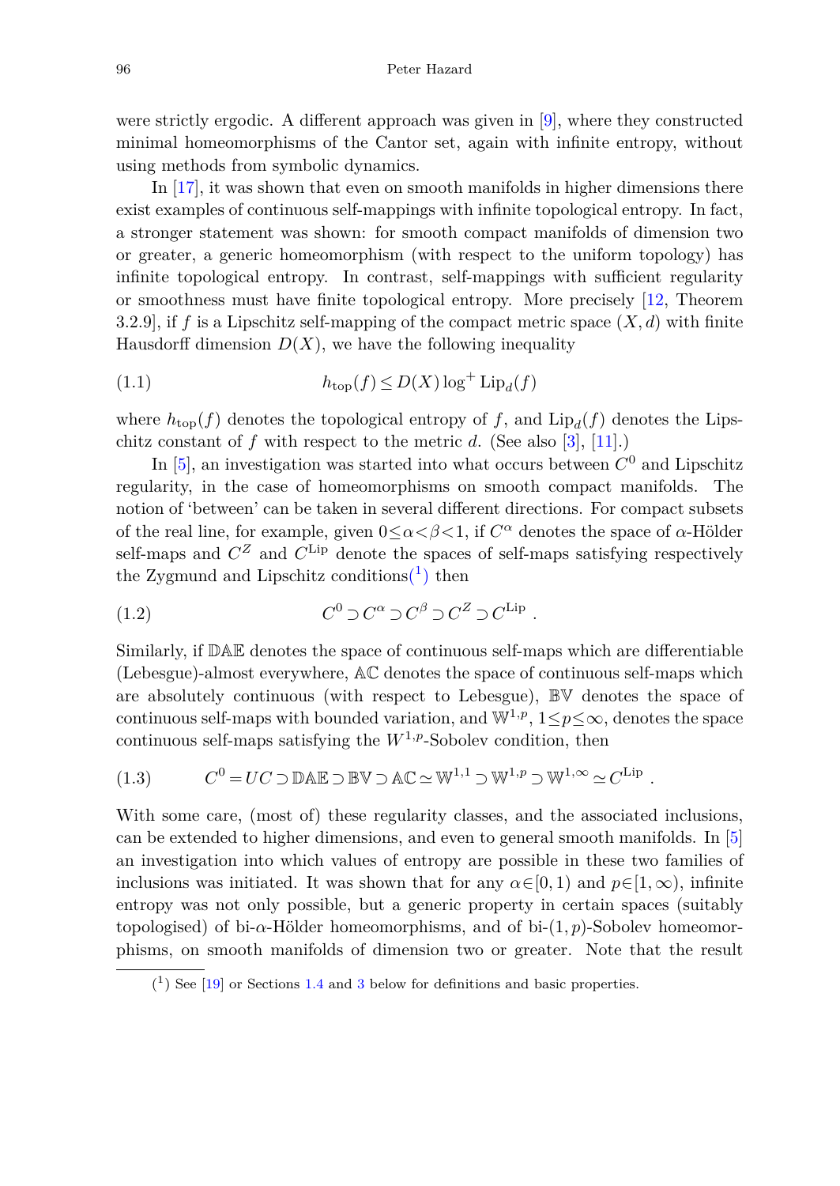were strictly ergodic. A different approach was given in [9], where they constructed minimal homeomorphisms of the Cantor set, again with infinite entropy, without using methods from symbolic dynamics.

In [17], it was shown that even on smooth manifolds in higher dimensions there exist examples of continuous self-mappings with infinite topological entropy. In fact, a stronger statement was shown: for smooth compact manifolds of dimension two or greater, a generic homeomorphism (with respect to the uniform topology) has infinite topological entropy. In contrast, self-mappings with sufficient regularity or smoothness must have finite topological entropy. More precisely [12, Theorem 3.2.9], if $f$ is a Lipschitz self-mapping of the compact metric space $(X,d)$ with finite Hausdorff dimension $D(X)$, we have the following inequality

$$h_{\mathrm{top}}(f) \leq D(X)\log^{+}\mathrm{Lip}_d(f) \tag{1.1}$$

where $h_{\mathrm{top}}(f)$ denotes the topological entropy of $f$, and $\mathrm{Lip}_d(f)$ denotes the Lipschitz constant of $f$ with respect to the metric $d$. (See also [3], [11].)

In [5], an investigation was started into what occurs between $C^0$ and Lipschitz regularity, in the case of homeomorphisms on smooth compact manifolds. The notion of 'between' can be taken in several different directions. For compact subsets of the real line, for example, given $0\leq\alpha<\beta<1$, if $C^\alpha$ denotes the space of $\alpha$-Hölder self-maps and $C^Z$ and $C^{\mathrm{Lip}}$ denote the spaces of self-maps satisfying respectively the Zygmund and Lipschitz conditions([1]) then

$$C^0 \supset C^\alpha \supset C^\beta \supset C^Z \supset C^{\mathrm{Lip}}\ . \tag{1.2}$$

Similarly, if $\mathbb{DAE}$ denotes the space of continuous self-maps which are differentiable (Lebesgue)-almost everywhere, $\mathbb{AC}$ denotes the space of continuous self-maps which are absolutely continuous (with respect to Lebesgue), $\mathbb{BV}$ denotes the space of continuous self-maps with bounded variation, and $\mathbb{W}^{1,p}$, $1\leq p\leq\infty$, denotes the space continuous self-maps satisfying the $W^{1,p}$-Sobolev condition, then

$$C^0 = UC \supset \mathbb{DAE} \supset \mathbb{BV} \supset \mathbb{AC} \simeq \mathbb{W}^{1,1} \supset \mathbb{W}^{1,p} \supset \mathbb{W}^{1,\infty} \simeq C^{\mathrm{Lip}}\ . \tag{1.3}$$

With some care, (most of) these regularity classes, and the associated inclusions, can be extended to higher dimensions, and even to general smooth manifolds. In [5] an investigation into which values of entropy are possible in these two families of inclusions was initiated. It was shown that for any $\alpha\in[0,1)$ and $p\in[1,\infty)$, infinite entropy was not only possible, but a generic property in certain spaces (suitably topologised) of bi-$\alpha$-Hölder homeomorphisms, and of bi-$(1,p)$-Sobolev homeomorphisms, on smooth manifolds of dimension two or greater. Note that the result

([1]) See [19] or Sections 1.4 and 3 below for definitions and basic properties.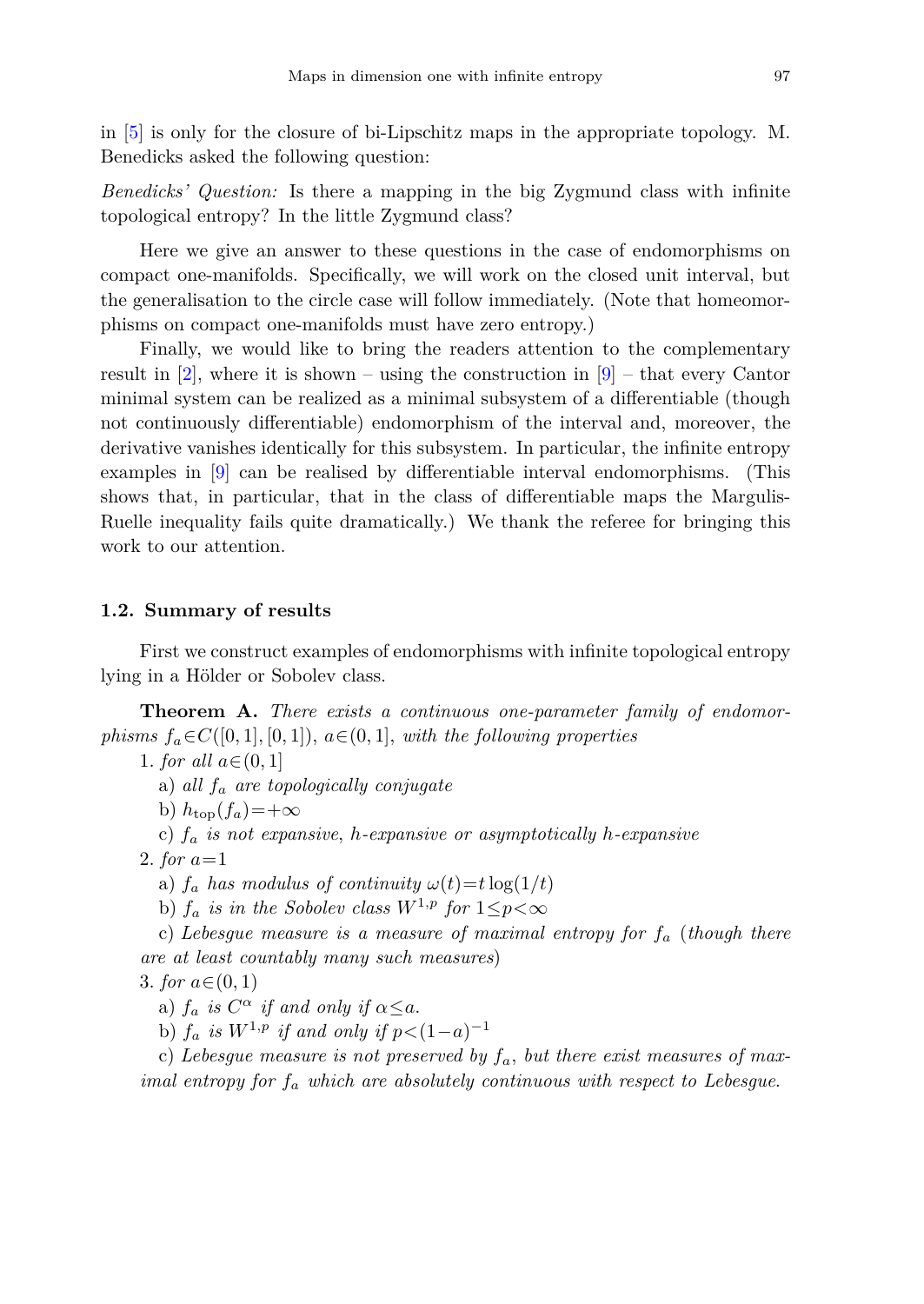in [5] is only for the closure of bi-Lipschitz maps in the appropriate topology. M. Benedicks asked the following question:

*Benedicks' Question:* Is there a mapping in the big Zygmund class with infinite topological entropy? In the little Zygmund class?

Here we give an answer to these questions in the case of endomorphisms on compact one-manifolds. Specifically, we will work on the closed unit interval, but the generalisation to the circle case will follow immediately. (Note that homeomorphisms on compact one-manifolds must have zero entropy.)

Finally, we would like to bring the readers attention to the complementary result in [2], where it is shown – using the construction in [9] – that every Cantor minimal system can be realized as a minimal subsystem of a differentiable (though not continuously differentiable) endomorphism of the interval and, moreover, the derivative vanishes identically for this subsystem. In particular, the infinite entropy examples in [9] can be realised by differentiable interval endomorphisms. (This shows that, in particular, that in the class of differentiable maps the Margulis-Ruelle inequality fails quite dramatically.) We thank the referee for bringing this work to our attention.

### 1.2. Summary of results

First we construct examples of endomorphisms with infinite topological entropy lying in a Hölder or Sobolev class.

**Theorem A.** *There exists a continuous one-parameter family of endomorphisms $f_a \in C([0,1],[0,1])$, $a \in (0,1]$, with the following properties*

1. *for all $a \in (0,1]$*
   a) *all $f_a$ are topologically conjugate*
   b) $h_{\mathrm{top}}(f_a) = +\infty$
   c) *$f_a$ is not expansive, h-expansive or asymptotically h-expansive*
2. *for $a = 1$*
   a) *$f_a$ has modulus of continuity $\omega(t) = t\log(1/t)$*
   b) *$f_a$ is in the Sobolev class $W^{1,p}$ for $1 \le p < \infty$*
   c) *Lebesgue measure is a measure of maximal entropy for $f_a$ (though there are at least countably many such measures)*
3. *for $a \in (0,1)$*
   a) *$f_a$ is $C^\alpha$ if and only if $\alpha \le a$.*
   b) *$f_a$ is $W^{1,p}$ if and only if $p < (1-a)^{-1}$*
   c) *Lebesgue measure is not preserved by $f_a$, but there exist measures of maximal entropy for $f_a$ which are absolutely continuous with respect to Lebesgue.*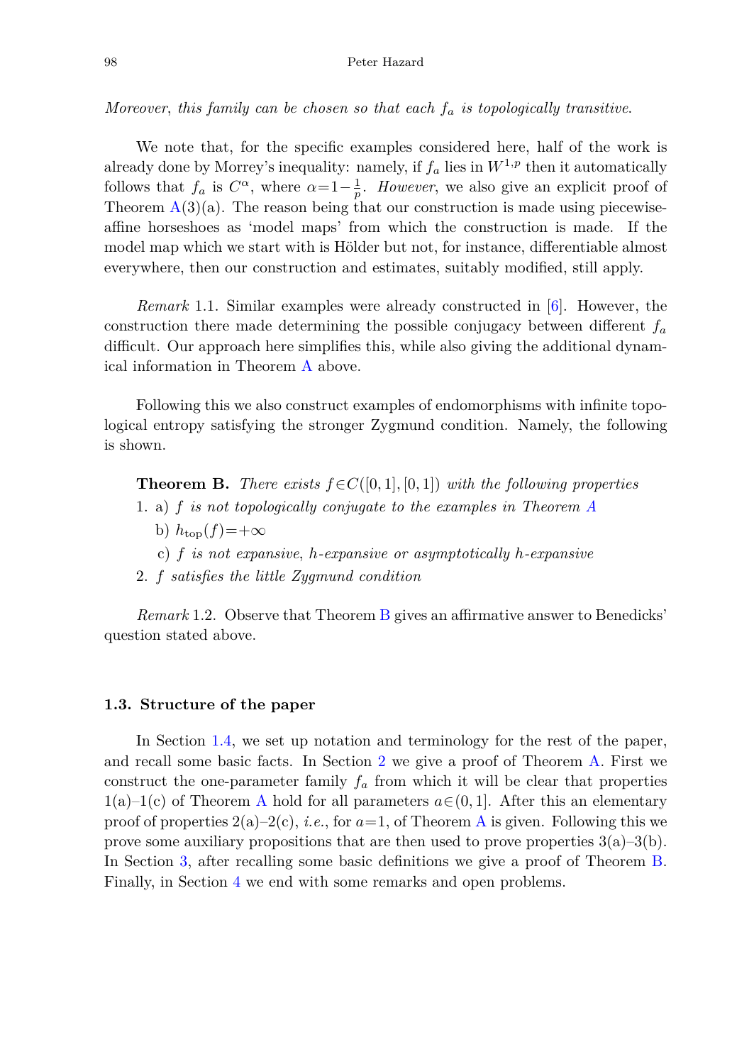*Moreover, this family can be chosen so that each $f_a$ is topologically transitive.*

We note that, for the specific examples considered here, half of the work is already done by Morrey's inequality: namely, if $f_a$ lies in $W^{1,p}$ then it automatically follows that $f_a$ is $C^\alpha$, where $\alpha = 1-\frac{1}{p}$. *However*, we also give an explicit proof of Theorem A(3)(a). The reason being that our construction is made using piecewise-affine horseshoes as 'model maps' from which the construction is made. If the model map which we start with is Hölder but not, for instance, differentiable almost everywhere, then our construction and estimates, suitably modified, still apply.

*Remark* 1.1. Similar examples were already constructed in [6]. However, the construction there made determining the possible conjugacy between different $f_a$ difficult. Our approach here simplifies this, while also giving the additional dynamical information in Theorem A above.

Following this we also construct examples of endomorphisms with infinite topological entropy satisfying the stronger Zygmund condition. Namely, the following is shown.

**Theorem B.** *There exists $f \in C([0,1],[0,1])$ with the following properties*

1. a) *$f$ is not topologically conjugate to the examples in Theorem A*
   b) $h_{\text{top}}(f) = +\infty$
   c) *$f$ is not expansive, $h$-expansive or asymptotically $h$-expansive*
2. *$f$ satisfies the little Zygmund condition*

*Remark* 1.2. Observe that Theorem B gives an affirmative answer to Benedicks' question stated above.

### 1.3. Structure of the paper

In Section 1.4, we set up notation and terminology for the rest of the paper, and recall some basic facts. In Section 2 we give a proof of Theorem A. First we construct the one-parameter family $f_a$ from which it will be clear that properties 1(a)–1(c) of Theorem A hold for all parameters $a \in (0,1]$. After this an elementary proof of properties 2(a)–2(c), *i.e.*, for $a=1$, of Theorem A is given. Following this we prove some auxiliary propositions that are then used to prove properties 3(a)–3(b). In Section 3, after recalling some basic definitions we give a proof of Theorem B. Finally, in Section 4 we end with some remarks and open problems.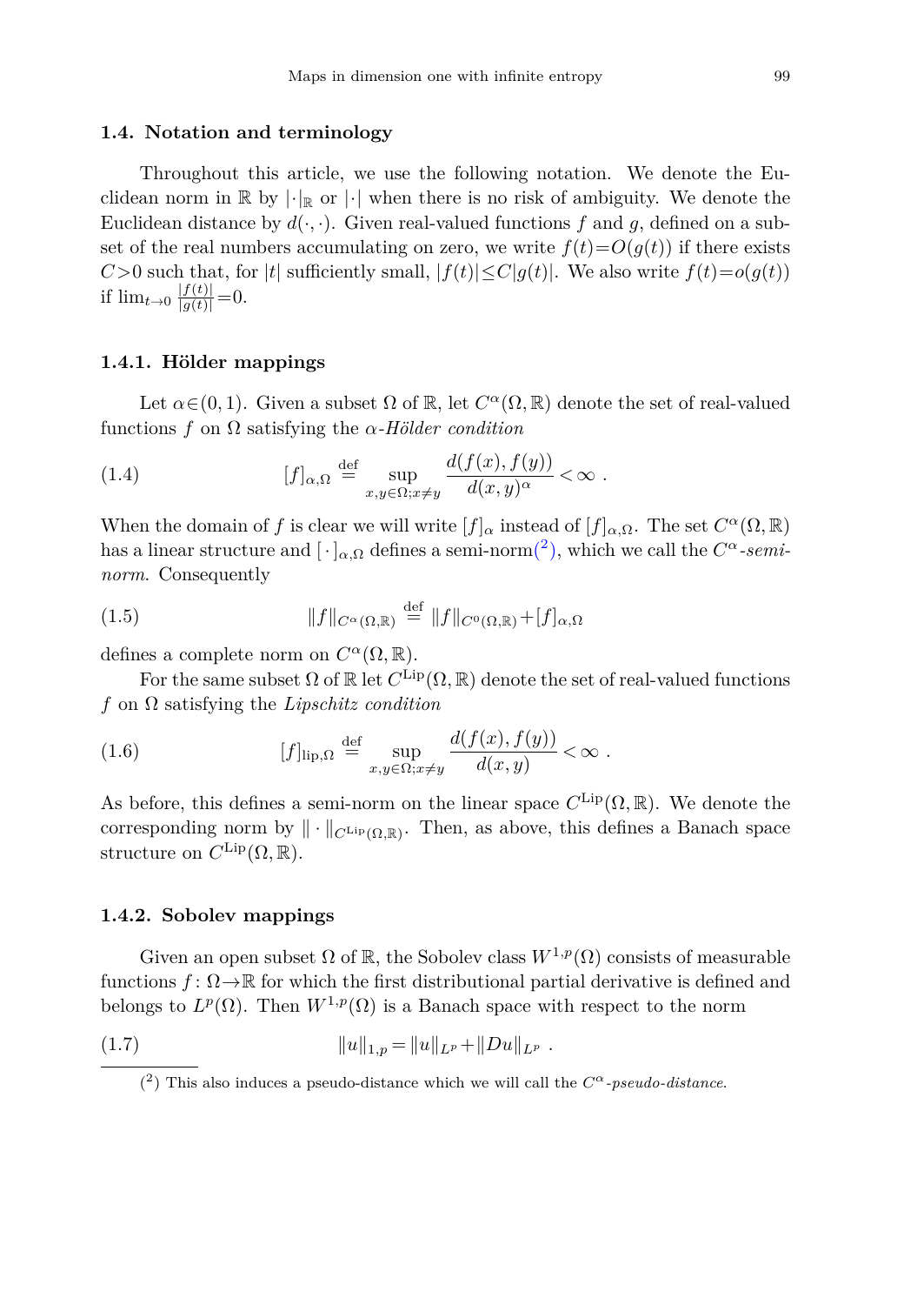### 1.4. Notation and terminology

Throughout this article, we use the following notation. We denote the Euclidean norm in $\mathbb{R}$ by $|\cdot|_{\mathbb{R}}$ or $|\cdot|$ when there is no risk of ambiguity. We denote the Euclidean distance by $d(\cdot,\cdot)$. Given real-valued functions $f$ and $g$, defined on a subset of the real numbers accumulating on zero, we write $f(t)=O(g(t))$ if there exists $C>0$ such that, for $|t|$ sufficiently small, $|f(t)|\leq C|g(t)|$. We also write $f(t)=o(g(t))$ if $\lim_{t\to 0}\frac{|f(t)|}{|g(t)|}=0$.

#### 1.4.1. Hölder mappings

Let $\alpha\in(0,1)$. Given a subset $\Omega$ of $\mathbb{R}$, let $C^{\alpha}(\Omega,\mathbb{R})$ denote the set of real-valued functions $f$ on $\Omega$ satisfying the *$\alpha$-Hölder condition*

$$[f]_{\alpha,\Omega} \stackrel{\text{def}}{=} \sup_{x,y\in\Omega; x\neq y} \frac{d(f(x),f(y))}{d(x,y)^{\alpha}} < \infty \ . \tag{1.4}$$

When the domain of $f$ is clear we will write $[f]_{\alpha}$ instead of $[f]_{\alpha,\Omega}$. The set $C^{\alpha}(\Omega,\mathbb{R})$ has a linear structure and $[\,\cdot\,]_{\alpha,\Omega}$ defines a semi-norm(2), which we call the *$C^{\alpha}$-semi-norm*. Consequently

$$\|f\|_{C^{\alpha}(\Omega,\mathbb{R})} \stackrel{\text{def}}{=} \|f\|_{C^{0}(\Omega,\mathbb{R})}+[f]_{\alpha,\Omega} \tag{1.5}$$

defines a complete norm on $C^{\alpha}(\Omega,\mathbb{R})$.

For the same subset $\Omega$ of $\mathbb{R}$ let $C^{\mathrm{Lip}}(\Omega,\mathbb{R})$ denote the set of real-valued functions $f$ on $\Omega$ satisfying the *Lipschitz condition*

$$[f]_{\mathrm{lip},\Omega} \stackrel{\text{def}}{=} \sup_{x,y\in\Omega; x\neq y} \frac{d(f(x),f(y))}{d(x,y)} < \infty \ . \tag{1.6}$$

As before, this defines a semi-norm on the linear space $C^{\mathrm{Lip}}(\Omega,\mathbb{R})$. We denote the corresponding norm by $\|\cdot\|_{C^{\mathrm{Lip}}(\Omega,\mathbb{R})}$. Then, as above, this defines a Banach space structure on $C^{\mathrm{Lip}}(\Omega,\mathbb{R})$.

#### 1.4.2. Sobolev mappings

Given an open subset $\Omega$ of $\mathbb{R}$, the Sobolev class $W^{1,p}(\Omega)$ consists of measurable functions $f\colon\Omega\to\mathbb{R}$ for which the first distributional partial derivative is defined and belongs to $L^{p}(\Omega)$. Then $W^{1,p}(\Omega)$ is a Banach space with respect to the norm

$$\|u\|_{1,p}=\|u\|_{L^{p}}+\|Du\|_{L^{p}} \ . \tag{1.7}$$

(2) This also induces a pseudo-distance which we will call the *$C^{\alpha}$-pseudo-distance*.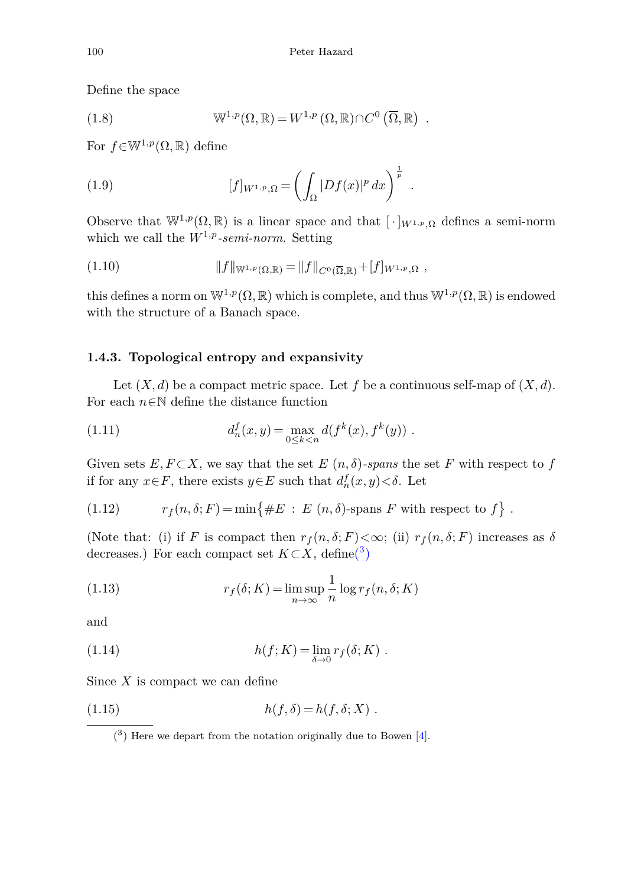Define the space

$$\mathbb{W}^{1,p}(\Omega,\mathbb{R}) = W^{1,p}(\Omega,\mathbb{R}) \cap C^0(\overline{\Omega},\mathbb{R}) \ . \tag{1.8}$$

For $f \in \mathbb{W}^{1,p}(\Omega,\mathbb{R})$ define

$$[f]_{W^{1,p},\Omega} = \left( \int_\Omega |Df(x)|^p \, dx \right)^{\frac{1}{p}} \ . \tag{1.9}$$

Observe that $\mathbb{W}^{1,p}(\Omega,\mathbb{R})$ is a linear space and that $[\,\cdot\,]_{W^{1,p},\Omega}$ defines a semi-norm which we call the *$W^{1,p}$-semi-norm*. Setting

$$\|f\|_{\mathbb{W}^{1,p}(\Omega,\mathbb{R})} = \|f\|_{C^0(\overline{\Omega},\mathbb{R})} + [f]_{W^{1,p},\Omega} \ , \tag{1.10}$$

this defines a norm on $\mathbb{W}^{1,p}(\Omega,\mathbb{R})$ which is complete, and thus $\mathbb{W}^{1,p}(\Omega,\mathbb{R})$ is endowed with the structure of a Banach space.

### 1.4.3. Topological entropy and expansivity

Let $(X,d)$ be a compact metric space. Let $f$ be a continuous self-map of $(X,d)$. For each $n \in \mathbb{N}$ define the distance function

$$d_n^f(x,y) = \max_{0 \le k < n} d(f^k(x), f^k(y)) \ . \tag{1.11}$$

Given sets $E, F \subset X$, we say that the set $E$ $(n,\delta)$*-spans* the set $F$ with respect to $f$ if for any $x \in F$, there exists $y \in E$ such that $d_n^f(x,y) < \delta$. Let

$$r_f(n,\delta;F) = \min\{\#E \ : \ E \ (n,\delta)\text{-spans } F \text{ with respect to } f\} \ . \tag{1.12}$$

(Note that: (i) if $F$ is compact then $r_f(n,\delta;F) < \infty$; (ii) $r_f(n,\delta;F)$ increases as $\delta$ decreases.) For each compact set $K \subset X$, define[3]

$$r_f(\delta;K) = \limsup_{n\to\infty} \frac{1}{n} \log r_f(n,\delta;K) \tag{1.13}$$

and

$$h(f;K) = \lim_{\delta \to 0} r_f(\delta;K) \ . \tag{1.14}$$

Since $X$ is compact we can define

$$h(f,\delta) = h(f,\delta;X) \ . \tag{1.15}$$

[3] Here we depart from the notation originally due to Bowen [4].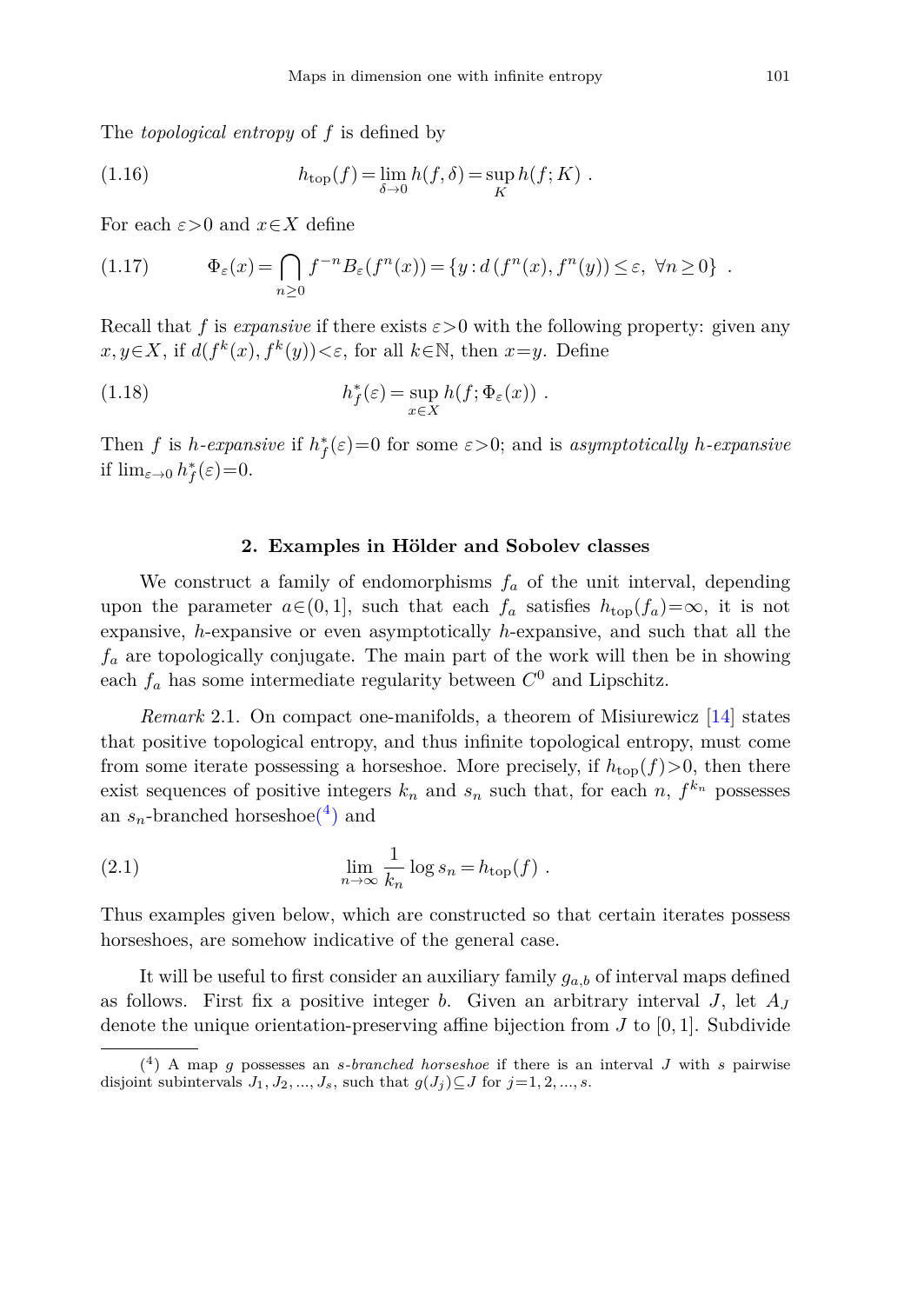The *topological entropy* of $f$ is defined by

$$h_{\mathrm{top}}(f) = \lim_{\delta \to 0} h(f,\delta) = \sup_K h(f;K) \ . \tag{1.16}$$

For each $\varepsilon > 0$ and $x \in X$ define

$$\Phi_\varepsilon(x) = \bigcap_{n \geq 0} f^{-n} B_\varepsilon(f^n(x)) = \{ y : d\,(f^n(x), f^n(y)) \leq \varepsilon, \ \forall n \geq 0 \} \ . \tag{1.17}$$

Recall that $f$ is *expansive* if there exists $\varepsilon > 0$ with the following property: given any $x, y \in X$, if $d(f^k(x), f^k(y)) < \varepsilon$, for all $k \in \mathbb{N}$, then $x = y$. Define

$$h_f^*(\varepsilon) = \sup_{x \in X} h(f; \Phi_\varepsilon(x)) \ . \tag{1.18}$$

Then $f$ is *h-expansive* if $h_f^*(\varepsilon) = 0$ for some $\varepsilon > 0$; and is *asymptotically h-expansive* if $\lim_{\varepsilon \to 0} h_f^*(\varepsilon) = 0$.

## 2. Examples in Hölder and Sobolev classes

We construct a family of endomorphisms $f_a$ of the unit interval, depending upon the parameter $a \in (0,1]$, such that each $f_a$ satisfies $h_{\mathrm{top}}(f_a) = \infty$, it is not expansive, $h$-expansive or even asymptotically $h$-expansive, and such that all the $f_a$ are topologically conjugate. The main part of the work will then be in showing each $f_a$ has some intermediate regularity between $C^0$ and Lipschitz.

*Remark* 2.1. On compact one-manifolds, a theorem of Misiurewicz [14] states that positive topological entropy, and thus infinite topological entropy, must come from some iterate possessing a horseshoe. More precisely, if $h_{\mathrm{top}}(f) > 0$, then there exist sequences of positive integers $k_n$ and $s_n$ such that, for each $n$, $f^{k_n}$ possesses an $s_n$-branched horseshoe[4] and

$$\lim_{n \to \infty} \frac{1}{k_n} \log s_n = h_{\mathrm{top}}(f) \ . \tag{2.1}$$

Thus examples given below, which are constructed so that certain iterates possess horseshoes, are somehow indicative of the general case.

It will be useful to first consider an auxiliary family $g_{a,b}$ of interval maps defined as follows. First fix a positive integer $b$. Given an arbitrary interval $J$, let $A_J$ denote the unique orientation-preserving affine bijection from $J$ to $[0,1]$. Subdivide

---

[4] A map $g$ possesses an *s-branched horseshoe* if there is an interval $J$ with $s$ pairwise disjoint subintervals $J_1, J_2, \ldots, J_s$, such that $g(J_j) \subseteq J$ for $j = 1, 2, \ldots, s$.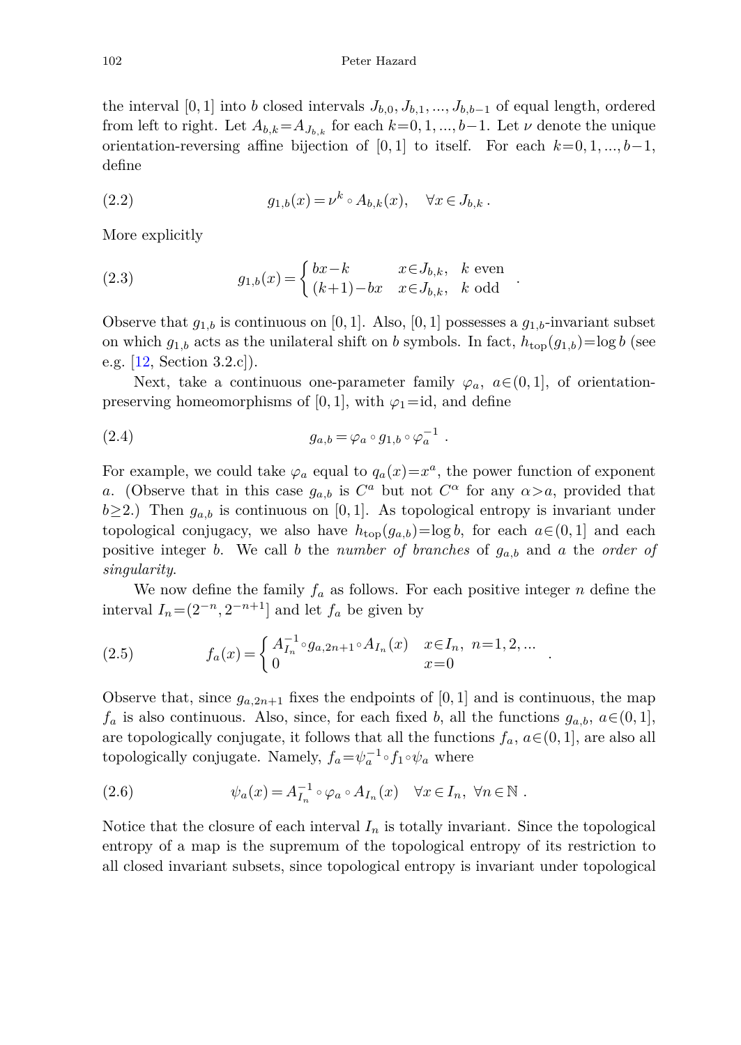the interval $[0,1]$ into $b$ closed intervals $J_{b,0}, J_{b,1}, ..., J_{b,b-1}$ of equal length, ordered from left to right. Let $A_{b,k} = A_{J_{b,k}}$ for each $k=0,1,...,b-1$. Let $\nu$ denote the unique orientation-reversing affine bijection of $[0,1]$ to itself. For each $k=0,1,...,b-1$, define

$$g_{1,b}(x) = \nu^k \circ A_{b,k}(x), \quad \forall x \in J_{b,k}\,. \tag{2.2}$$

More explicitly

$$g_{1,b}(x) = \begin{cases} bx - k & x \in J_{b,k}, \quad k \text{ even} \\ (k+1) - bx & x \in J_{b,k}, \quad k \text{ odd} \end{cases}\,. \tag{2.3}$$

Observe that $g_{1,b}$ is continuous on $[0,1]$. Also, $[0,1]$ possesses a $g_{1,b}$-invariant subset on which $g_{1,b}$ acts as the unilateral shift on $b$ symbols. In fact, $h_{\mathrm{top}}(g_{1,b}) = \log b$ (see e.g. [12, Section 3.2.c]).

Next, take a continuous one-parameter family $\varphi_a$, $a \in (0,1]$, of orientation-preserving homeomorphisms of $[0,1]$, with $\varphi_1 = \mathrm{id}$, and define

$$g_{a,b} = \varphi_a \circ g_{1,b} \circ \varphi_a^{-1}\,. \tag{2.4}$$

For example, we could take $\varphi_a$ equal to $q_a(x) = x^a$, the power function of exponent $a$. (Observe that in this case $g_{a,b}$ is $C^a$ but not $C^\alpha$ for any $\alpha > a$, provided that $b \geq 2$.) Then $g_{a,b}$ is continuous on $[0,1]$. As topological entropy is invariant under topological conjugacy, we also have $h_{\mathrm{top}}(g_{a,b}) = \log b$, for each $a \in (0,1]$ and each positive integer $b$. We call $b$ the *number of branches* of $g_{a,b}$ and $a$ the *order of singularity*.

We now define the family $f_a$ as follows. For each positive integer $n$ define the interval $I_n = (2^{-n}, 2^{-n+1}]$ and let $f_a$ be given by

$$f_a(x) = \begin{cases} A_{I_n}^{-1} \circ g_{a,2n+1} \circ A_{I_n}(x) & x \in I_n, \ n = 1,2,... \\ 0 & x = 0 \end{cases}\,. \tag{2.5}$$

Observe that, since $g_{a,2n+1}$ fixes the endpoints of $[0,1]$ and is continuous, the map $f_a$ is also continuous. Also, since, for each fixed $b$, all the functions $g_{a,b}$, $a \in (0,1]$, are topologically conjugate, it follows that all the functions $f_a$, $a \in (0,1]$, are also all topologically conjugate. Namely, $f_a = \psi_a^{-1} \circ f_1 \circ \psi_a$ where

$$\psi_a(x) = A_{I_n}^{-1} \circ \varphi_a \circ A_{I_n}(x) \quad \forall x \in I_n, \ \forall n \in \mathbb{N}\,. \tag{2.6}$$

Notice that the closure of each interval $I_n$ is totally invariant. Since the topological entropy of a map is the supremum of the topological entropy of its restriction to all closed invariant subsets, since topological entropy is invariant under topological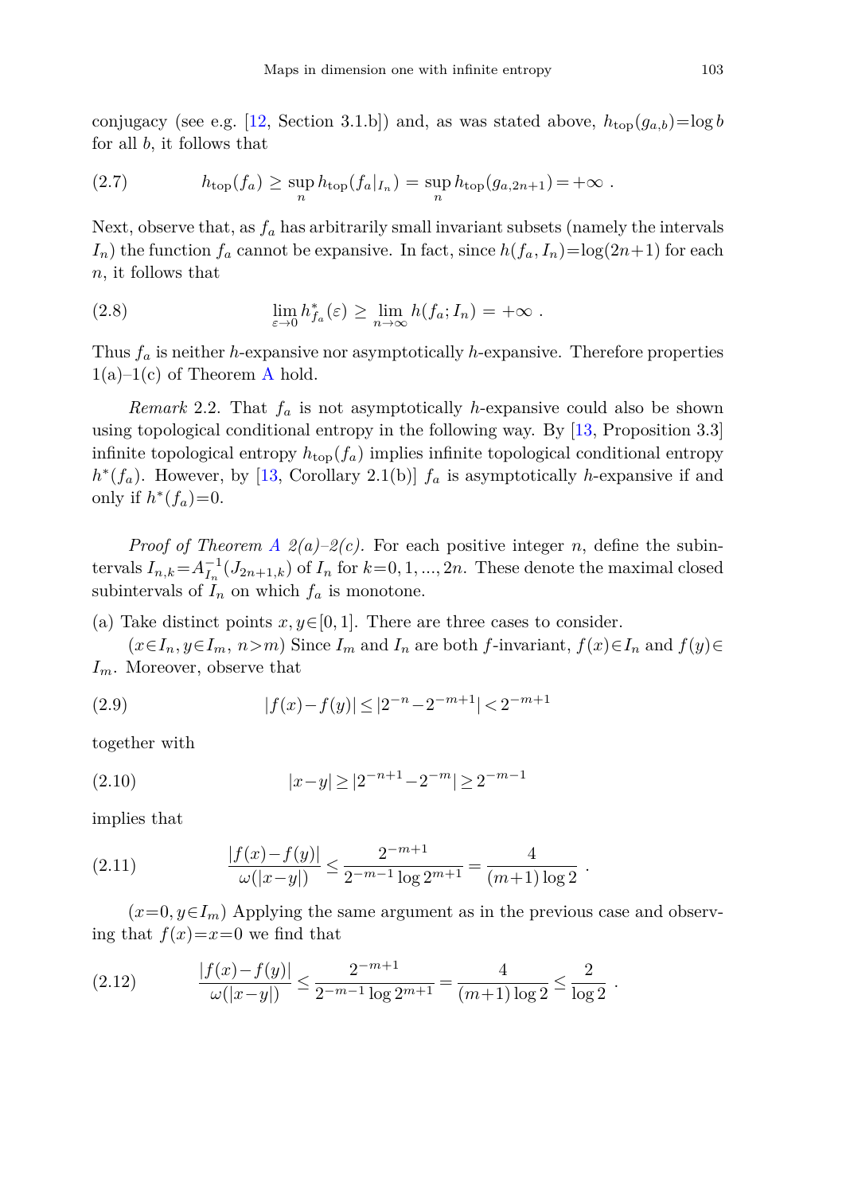conjugacy (see e.g. [12, Section 3.1.b]) and, as was stated above, $h_{\text{top}}(g_{a,b})=\log b$ for all $b$, it follows that

$$h_{\text{top}}(f_a) \geq \sup_n h_{\text{top}}(f_a|_{I_n}) = \sup_n h_{\text{top}}(g_{a,2n+1}) = +\infty \ . \tag{2.7}$$

Next, observe that, as $f_a$ has arbitrarily small invariant subsets (namely the intervals $I_n$) the function $f_a$ cannot be expansive. In fact, since $h(f_a, I_n)=\log(2n+1)$ for each $n$, it follows that

$$\lim_{\varepsilon\to 0} h^*_{f_a}(\varepsilon) \geq \lim_{n\to\infty} h(f_a; I_n) = +\infty \ . \tag{2.8}$$

Thus $f_a$ is neither $h$-expansive nor asymptotically $h$-expansive. Therefore properties 1(a)–1(c) of Theorem A hold.

*Remark* 2.2. That $f_a$ is not asymptotically $h$-expansive could also be shown using topological conditional entropy in the following way. By [13, Proposition 3.3] infinite topological entropy $h_{\text{top}}(f_a)$ implies infinite topological conditional entropy $h^*(f_a)$. However, by [13, Corollary 2.1(b)] $f_a$ is asymptotically $h$-expansive if and only if $h^*(f_a)=0$.

*Proof of Theorem A 2(a)–2(c).* For each positive integer $n$, define the subintervals $I_{n,k}=A^{-1}_{I_n}(J_{2n+1,k})$ of $I_n$ for $k=0,1,...,2n$. These denote the maximal closed subintervals of $I_n$ on which $f_a$ is monotone.

(a) Take distinct points $x,y\in[0,1]$. There are three cases to consider.

($x\in I_n, y\in I_m$, $n>m$) Since $I_m$ and $I_n$ are both $f$-invariant, $f(x)\in I_n$ and $f(y)\in I_m$. Moreover, observe that

$$|f(x)-f(y)| \leq |2^{-n}-2^{-m+1}| < 2^{-m+1} \tag{2.9}$$

together with

$$|x-y| \geq |2^{-n+1}-2^{-m}| \geq 2^{-m-1} \tag{2.10}$$

implies that

$$\frac{|f(x)-f(y)|}{\omega(|x-y|)} \leq \frac{2^{-m+1}}{2^{-m-1}\log 2^{m+1}} = \frac{4}{(m+1)\log 2} \ . \tag{2.11}$$

($x=0, y\in I_m$) Applying the same argument as in the previous case and observing that $f(x)=x=0$ we find that

$$\frac{|f(x)-f(y)|}{\omega(|x-y|)} \leq \frac{2^{-m+1}}{2^{-m-1}\log 2^{m+1}} = \frac{4}{(m+1)\log 2} \leq \frac{2}{\log 2} \ . \tag{2.12}$$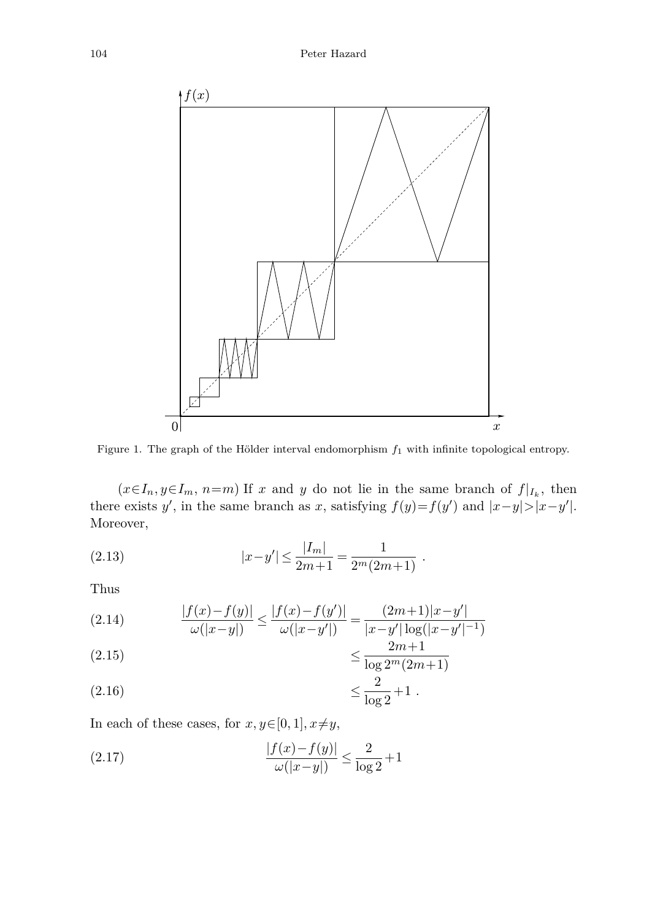Figure 1. The graph of the Hölder interval endomorphism $f_1$ with infinite topological entropy.

$(x\in I_n, y\in I_m,\ n=m)$ If $x$ and $y$ do not lie in the same branch of $f|_{I_k}$, then there exists $y'$, in the same branch as $x$, satisfying $f(y)=f(y')$ and $|x-y|>|x-y'|$. Moreover,

$$|x-y'|\le \frac{|I_m|}{2m+1}=\frac{1}{2^m(2m+1)}\ . \tag{2.13}$$

Thus

$$\frac{|f(x)-f(y)|}{\omega(|x-y|)}\le \frac{|f(x)-f(y')|}{\omega(|x-y'|)}=\frac{(2m+1)|x-y'|}{|x-y'|\log(|x-y'|^{-1})} \tag{2.14}$$

$$\le \frac{2m+1}{\log 2^m(2m+1)} \tag{2.15}$$

$$\le \frac{2}{\log 2}+1\ . \tag{2.16}$$

In each of these cases, for $x,y\in[0,1], x\neq y$,

$$\frac{|f(x)-f(y)|}{\omega(|x-y|)}\le \frac{2}{\log 2}+1 \tag{2.17}$$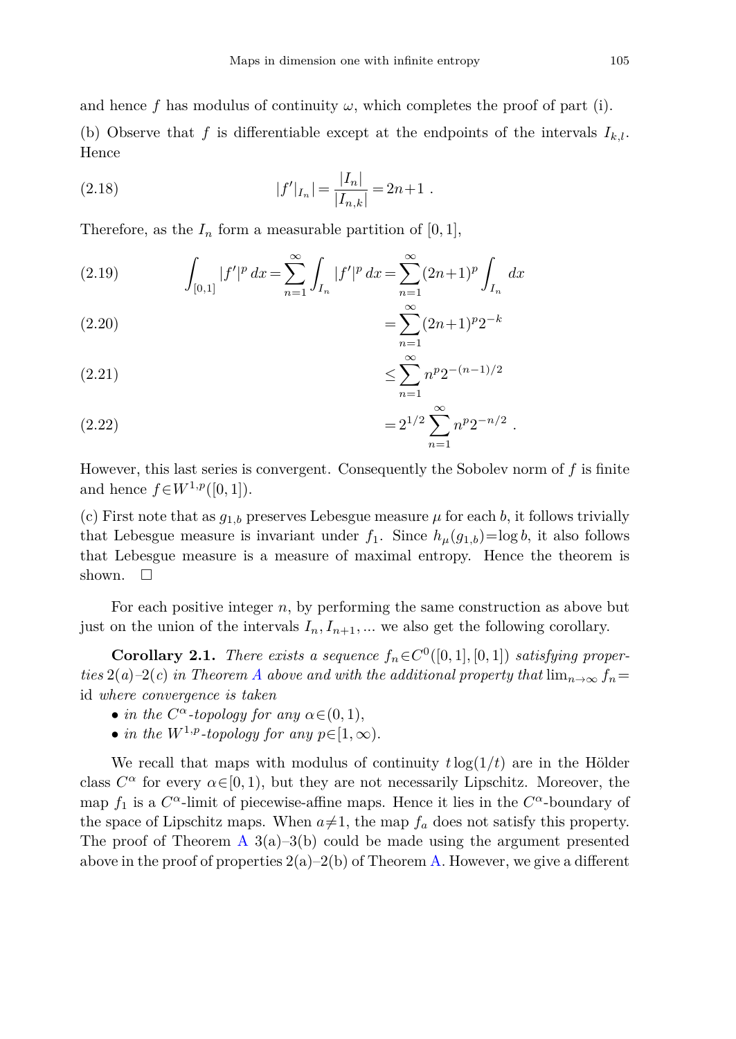and hence $f$ has modulus of continuity $\omega$, which completes the proof of part (i).

(b) Observe that $f$ is differentiable except at the endpoints of the intervals $I_{k,l}$. Hence

$$|f'|_{I_n}| = \frac{|I_n|}{|I_{n,k}|} = 2n+1 \ . \tag{2.18}$$

Therefore, as the $I_n$ form a measurable partition of $[0,1]$,

$$\int_{[0,1]} |f'|^p \, dx = \sum_{n=1}^{\infty} \int_{I_n} |f'|^p \, dx = \sum_{n=1}^{\infty} (2n+1)^p \int_{I_n} dx \tag{2.19}$$

$$= \sum_{n=1}^{\infty} (2n+1)^p 2^{-k} \tag{2.20}$$

$$\leq \sum_{n=1}^{\infty} n^p 2^{-(n-1)/2} \tag{2.21}$$

$$= 2^{1/2} \sum_{n=1}^{\infty} n^p 2^{-n/2} \ . \tag{2.22}$$

However, this last series is convergent. Consequently the Sobolev norm of $f$ is finite and hence $f \in W^{1,p}([0,1])$.

(c) First note that as $g_{1,b}$ preserves Lebesgue measure $\mu$ for each $b$, it follows trivially that Lebesgue measure is invariant under $f_1$. Since $h_\mu(g_{1,b}) = \log b$, it also follows that Lebesgue measure is a measure of maximal entropy. Hence the theorem is shown. $\square$

For each positive integer $n$, by performing the same construction as above but just on the union of the intervals $I_n, I_{n+1}, \ldots$ we also get the following corollary.

**Corollary 2.1.** *There exists a sequence $f_n \in C^0([0,1],[0,1])$ satisfying properties 2(a)–2(c) in Theorem A above and with the additional property that $\lim_{n\to\infty} f_n = \mathrm{id}$ where convergence is taken*

- *in the $C^\alpha$-topology for any $\alpha \in (0,1)$,*
- *in the $W^{1,p}$-topology for any $p \in [1,\infty)$.*

We recall that maps with modulus of continuity $t\log(1/t)$ are in the Hölder class $C^\alpha$ for every $\alpha \in [0,1)$, but they are not necessarily Lipschitz. Moreover, the map $f_1$ is a $C^\alpha$-limit of piecewise-affine maps. Hence it lies in the $C^\alpha$-boundary of the space of Lipschitz maps. When $a \neq 1$, the map $f_a$ does not satisfy this property. The proof of Theorem A 3(a)–3(b) could be made using the argument presented above in the proof of properties 2(a)–2(b) of Theorem A. However, we give a different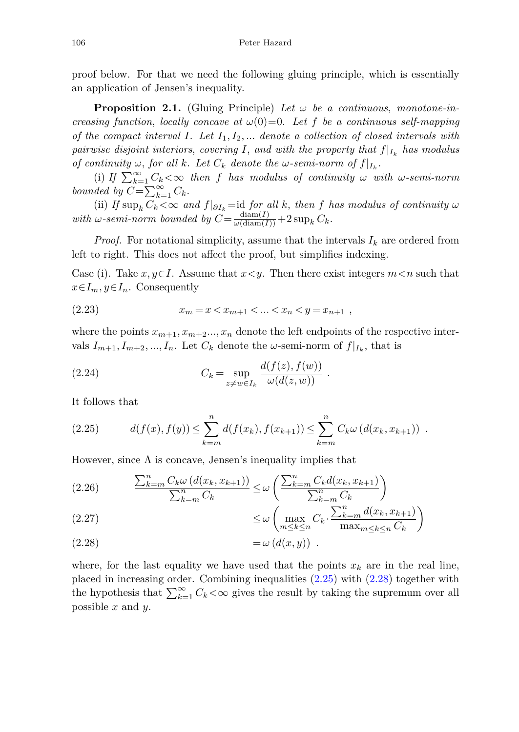proof below. For that we need the following gluing principle, which is essentially an application of Jensen's inequality.

**Proposition 2.1.** (Gluing Principle) *Let $\omega$ be a continuous, monotone-increasing function, locally concave at $\omega(0)=0$. Let $f$ be a continuous self-mapping of the compact interval $I$. Let $I_1, I_2, \ldots$ denote a collection of closed intervals with pairwise disjoint interiors, covering $I$, and with the property that $f|_{I_k}$ has modulus of continuity $\omega$, for all $k$. Let $C_k$ denote the $\omega$-semi-norm of $f|_{I_k}$.*

(i) *If $\sum_{k=1}^{\infty} C_k < \infty$ then $f$ has modulus of continuity $\omega$ with $\omega$-semi-norm bounded by $C = \sum_{k=1}^{\infty} C_k$.*

(ii) *If $\sup_k C_k < \infty$ and $f|_{\partial I_k} = \mathrm{id}$ for all $k$, then $f$ has modulus of continuity $\omega$ with $\omega$-semi-norm bounded by $C = \frac{\mathrm{diam}(I)}{\omega(\mathrm{diam}(I))} + 2\sup_k C_k$.*

*Proof.* For notational simplicity, assume that the intervals $I_k$ are ordered from left to right. This does not affect the proof, but simplifies indexing.

Case (i). Take $x, y \in I$. Assume that $x < y$. Then there exist integers $m < n$ such that $x \in I_m, y \in I_n$. Consequently

$$x_m = x < x_{m+1} < \ldots < x_n < y = x_{n+1} \ , \tag{2.23}$$

where the points $x_{m+1}, x_{m+2} \ldots, x_n$ denote the left endpoints of the respective intervals $I_{m+1}, I_{m+2}, \ldots, I_n$. Let $C_k$ denote the $\omega$-semi-norm of $f|_{I_k}$, that is

$$C_k = \sup_{z \neq w \in I_k} \frac{d(f(z), f(w))}{\omega(d(z,w))} \ . \tag{2.24}$$

It follows that

$$d(f(x), f(y)) \leq \sum_{k=m}^{n} d(f(x_k), f(x_{k+1})) \leq \sum_{k=m}^{n} C_k \omega\left(d(x_k, x_{k+1})\right) \ . \tag{2.25}$$

However, since $\Lambda$ is concave, Jensen's inequality implies that

$$\frac{\sum_{k=m}^{n} C_k \omega\left(d(x_k, x_{k+1})\right)}{\sum_{k=m}^{n} C_k} \leq \omega\left(\frac{\sum_{k=m}^{n} C_k d(x_k, x_{k+1})}{\sum_{k=m}^{n} C_k}\right) \tag{2.26}$$

$$\leq \omega\left(\max_{m \leq k \leq n} C_k \cdot \frac{\sum_{k=m}^{n} d(x_k, x_{k+1})}{\max_{m \leq k \leq n} C_k}\right) \tag{2.27}$$

$$= \omega\left(d(x,y)\right) \ . \tag{2.28}$$

where, for the last equality we have used that the points $x_k$ are in the real line, placed in increasing order. Combining inequalities (2.25) with (2.28) together with the hypothesis that $\sum_{k=1}^{\infty} C_k < \infty$ gives the result by taking the supremum over all possible $x$ and $y$.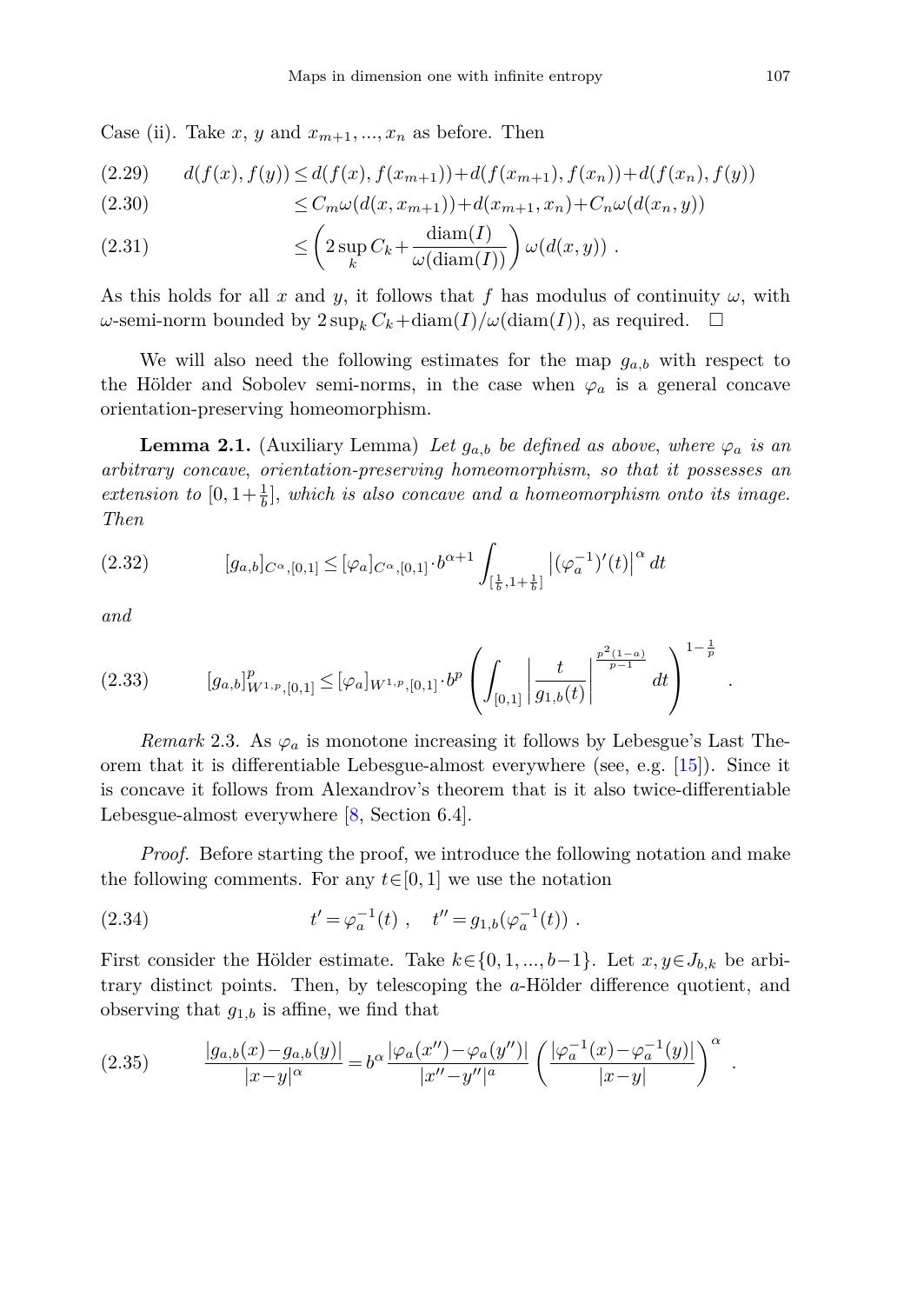Case (ii). Take $x$, $y$ and $x_{m+1}, \ldots, x_n$ as before. Then

$$
\begin{aligned}
(2.29)\qquad d(f(x), f(y)) &\leq d(f(x), f(x_{m+1})) + d(f(x_{m+1}), f(x_n)) + d(f(x_n), f(y)) \\
(2.30)\qquad &\leq C_m \omega(d(x, x_{m+1})) + d(x_{m+1}, x_n) + C_n \omega(d(x_n, y)) \\
(2.31)\qquad &\leq \left( 2 \sup_k C_k + \frac{\operatorname{diam}(I)}{\omega(\operatorname{diam}(I))} \right) \omega(d(x, y)) \ .
\end{aligned}
$$

As this holds for all $x$ and $y$, it follows that $f$ has modulus of continuity $\omega$, with $\omega$-semi-norm bounded by $2\sup_k C_k + \operatorname{diam}(I)/\omega(\operatorname{diam}(I))$, as required. $\square$

We will also need the following estimates for the map $g_{a,b}$ with respect to the Hölder and Sobolev semi-norms, in the case when $\varphi_a$ is a general concave orientation-preserving homeomorphism.

**Lemma 2.1.** (Auxiliary Lemma) *Let $g_{a,b}$ be defined as above, where $\varphi_a$ is an arbitrary concave, orientation-preserving homeomorphism, so that it possesses an extension to $[0, 1+\frac{1}{b}]$, which is also concave and a homeomorphism onto its image. Then*

$$
(2.32)\qquad [g_{a,b}]_{C^\alpha,[0,1]} \leq [\varphi_a]_{C^\alpha,[0,1]} \cdot b^{\alpha+1} \int_{[\frac{1}{b}, 1+\frac{1}{b}]} \left| (\varphi_a^{-1})'(t) \right|^\alpha dt
$$

*and*

$$
(2.33)\qquad [g_{a,b}]^p_{W^{1,p},[0,1]} \leq [\varphi_a]_{W^{1,p},[0,1]} \cdot b^p \left( \int_{[0,1]} \left| \frac{t}{g_{1,b}(t)} \right|^{\frac{p^2(1-a)}{p-1}} dt \right)^{1-\frac{1}{p}} .
$$

*Remark* 2.3. As $\varphi_a$ is monotone increasing it follows by Lebesgue's Last Theorem that it is differentiable Lebesgue-almost everywhere (see, e.g. [15]). Since it is concave it follows from Alexandrov's theorem that is it also twice-differentiable Lebesgue-almost everywhere [8, Section 6.4].

*Proof.* Before starting the proof, we introduce the following notation and make the following comments. For any $t \in [0,1]$ we use the notation

$$
(2.34)\qquad t' = \varphi_a^{-1}(t) \ , \quad t'' = g_{1,b}(\varphi_a^{-1}(t)) \ .
$$

First consider the Hölder estimate. Take $k \in \{0, 1, \ldots, b-1\}$. Let $x, y \in J_{b,k}$ be arbitrary distinct points. Then, by telescoping the $a$-Hölder difference quotient, and observing that $g_{1,b}$ is affine, we find that

$$
(2.35)\qquad \frac{|g_{a,b}(x) - g_{a,b}(y)|}{|x-y|^\alpha} = b^\alpha \frac{|\varphi_a(x'') - \varphi_a(y'')|}{|x''-y''|^a} \left( \frac{|\varphi_a^{-1}(x) - \varphi_a^{-1}(y)|}{|x-y|} \right)^\alpha .
$$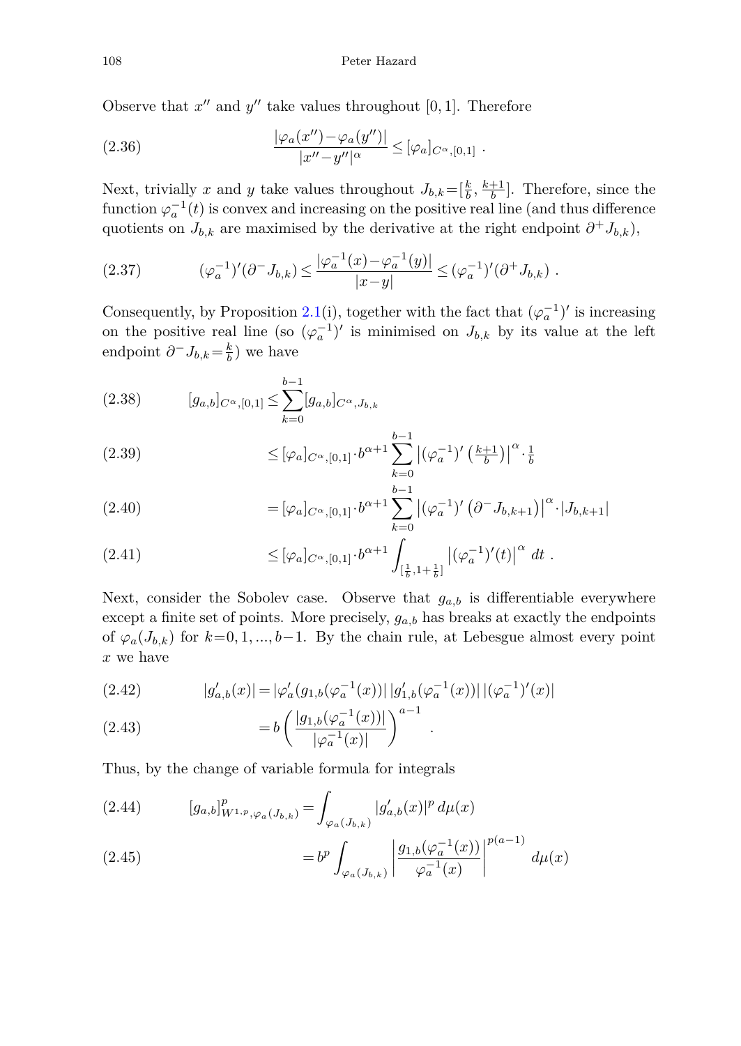Observe that $x''$ and $y''$ take values throughout $[0,1]$. Therefore

$$
\frac{|\varphi_a(x'')-\varphi_a(y'')|}{|x''-y''|^\alpha} \leq [\varphi_a]_{C^\alpha,[0,1]} \ . \tag{2.36}
$$

Next, trivially $x$ and $y$ take values throughout $J_{b,k}=[\frac{k}{b}, \frac{k+1}{b}]$. Therefore, since the function $\varphi_a^{-1}(t)$ is convex and increasing on the positive real line (and thus difference quotients on $J_{b,k}$ are maximised by the derivative at the right endpoint $\partial^+ J_{b,k}$),

$$
(\varphi_a^{-1})'(\partial^- J_{b,k}) \leq \frac{|\varphi_a^{-1}(x)-\varphi_a^{-1}(y)|}{|x-y|} \leq (\varphi_a^{-1})'(\partial^+ J_{b,k}) \ . \tag{2.37}
$$

Consequently, by Proposition 2.1(i), together with the fact that $(\varphi_a^{-1})'$ is increasing on the positive real line (so $(\varphi_a^{-1})'$ is minimised on $J_{b,k}$ by its value at the left endpoint $\partial^- J_{b,k}=\frac{k}{b}$) we have

$$
\begin{align}
[g_{a,b}]_{C^\alpha,[0,1]} &\leq \sum_{k=0}^{b-1} [g_{a,b}]_{C^\alpha,J_{b,k}} \tag{2.38}\\
&\leq [\varphi_a]_{C^\alpha,[0,1]} \cdot b^{\alpha+1} \sum_{k=0}^{b-1} \left|(\varphi_a^{-1})'\left(\tfrac{k+1}{b}\right)\right|^\alpha \cdot \tfrac{1}{b} \tag{2.39}\\
&= [\varphi_a]_{C^\alpha,[0,1]} \cdot b^{\alpha+1} \sum_{k=0}^{b-1} \left|(\varphi_a^{-1})'\left(\partial^- J_{b,k+1}\right)\right|^\alpha \cdot |J_{b,k+1}| \tag{2.40}\\
&\leq [\varphi_a]_{C^\alpha,[0,1]} \cdot b^{\alpha+1} \int_{[\frac{1}{b},1+\frac{1}{b}]} \left|(\varphi_a^{-1})'(t)\right|^\alpha \, dt \ . \tag{2.41}
\end{align}
$$

Next, consider the Sobolev case. Observe that $g_{a,b}$ is differentiable everywhere except a finite set of points. More precisely, $g_{a,b}$ has breaks at exactly the endpoints of $\varphi_a(J_{b,k})$ for $k=0,1,...,b-1$. By the chain rule, at Lebesgue almost every point $x$ we have

$$
\begin{align}
|g'_{a,b}(x)| &= |\varphi_a'(g_{1,b}(\varphi_a^{-1}(x))| \, |g'_{1,b}(\varphi_a^{-1}(x))| \, |(\varphi_a^{-1})'(x)| \tag{2.42}\\
&= b\left(\frac{|g_{1,b}(\varphi_a^{-1}(x))|}{|\varphi_a^{-1}(x)|}\right)^{a-1} \ . \tag{2.43}
\end{align}
$$

Thus, by the change of variable formula for integrals

$$
\begin{align}
[g_{a,b}]^p_{W^{1,p},\varphi_a(J_{b,k})} &= \int_{\varphi_a(J_{b,k})} |g'_{a,b}(x)|^p \, d\mu(x) \tag{2.44}\\
&= b^p \int_{\varphi_a(J_{b,k})} \left|\frac{g_{1,b}(\varphi_a^{-1}(x))}{\varphi_a^{-1}(x)}\right|^{p(a-1)} \, d\mu(x) \tag{2.45}
\end{align}
$$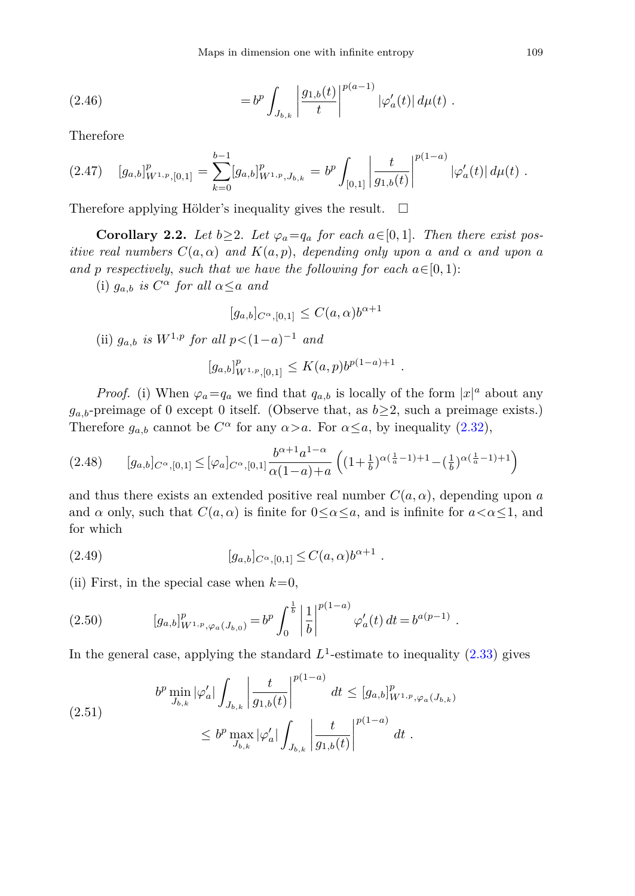$$= b^p \int_{J_{b,k}} \left| \frac{g_{1,b}(t)}{t} \right|^{p(a-1)} |\varphi_a'(t)| \, d\mu(t) \; . \tag{2.46}$$

Therefore

$$[g_{a,b}]^p_{W^{1,p},[0,1]} = \sum_{k=0}^{b-1} [g_{a,b}]^p_{W^{1,p},J_{b,k}} = b^p \int_{[0,1]} \left| \frac{t}{g_{1,b}(t)} \right|^{p(1-a)} |\varphi_a'(t)| \, d\mu(t) \; . \tag{2.47}$$

Therefore applying Hölder's inequality gives the result. $\square$

**Corollary 2.2.** *Let $b \geq 2$. Let $\varphi_a = q_a$ for each $a \in [0,1]$. Then there exist positive real numbers $C(a,\alpha)$ and $K(a,p)$, depending only upon $a$ and $\alpha$ and upon $a$ and $p$ respectively, such that we have the following for each $a \in [0,1)$:*

(i) *$g_{a,b}$ is $C^\alpha$ for all $\alpha \leq a$ and*

$$[g_{a,b}]_{C^\alpha,[0,1]} \leq C(a,\alpha) b^{\alpha+1}$$

(ii) *$g_{a,b}$ is $W^{1,p}$ for all $p < (1-a)^{-1}$ and*

$$[g_{a,b}]^p_{W^{1,p},[0,1]} \leq K(a,p) b^{p(1-a)+1} \; .$$

*Proof.* (i) When $\varphi_a = q_a$ we find that $q_{a,b}$ is locally of the form $|x|^a$ about any $g_{a,b}$-preimage of 0 except 0 itself. (Observe that, as $b \geq 2$, such a preimage exists.) Therefore $g_{a,b}$ cannot be $C^\alpha$ for any $\alpha > a$. For $\alpha \leq a$, by inequality (2.32),

$$[g_{a,b}]_{C^\alpha,[0,1]} \leq [\varphi_a]_{C^\alpha,[0,1]} \frac{b^{\alpha+1} a^{1-\alpha}}{\alpha(1-a)+a} \left( (1+\tfrac{1}{b})^{\alpha(\frac{1}{a}-1)+1} - (\tfrac{1}{b})^{\alpha(\frac{1}{a}-1)+1} \right) \tag{2.48}$$

and thus there exists an extended positive real number $C(a,\alpha)$, depending upon $a$ and $\alpha$ only, such that $C(a,\alpha)$ is finite for $0 \leq \alpha \leq a$, and is infinite for $a < \alpha \leq 1$, and for which

$$[g_{a,b}]_{C^\alpha,[0,1]} \leq C(a,\alpha) b^{\alpha+1} \; . \tag{2.49}$$

(ii) First, in the special case when $k=0$,

$$[g_{a,b}]^p_{W^{1,p},\varphi_a(J_{b,0})} = b^p \int_0^{\frac{1}{b}} \left| \frac{1}{b} \right|^{p(1-a)} \varphi_a'(t) \, dt = b^{a(p-1)} \; . \tag{2.50}$$

In the general case, applying the standard $L^1$-estimate to inequality (2.33) gives

$$\begin{aligned} b^p \min_{J_{b,k}} |\varphi_a'| \int_{J_{b,k}} \left| \frac{t}{g_{1,b}(t)} \right|^{p(1-a)} dt &\leq [g_{a,b}]^p_{W^{1,p},\varphi_a(J_{b,k})} \\ &\leq b^p \max_{J_{b,k}} |\varphi_a'| \int_{J_{b,k}} \left| \frac{t}{g_{1,b}(t)} \right|^{p(1-a)} dt \; . \end{aligned} \tag{2.51}$$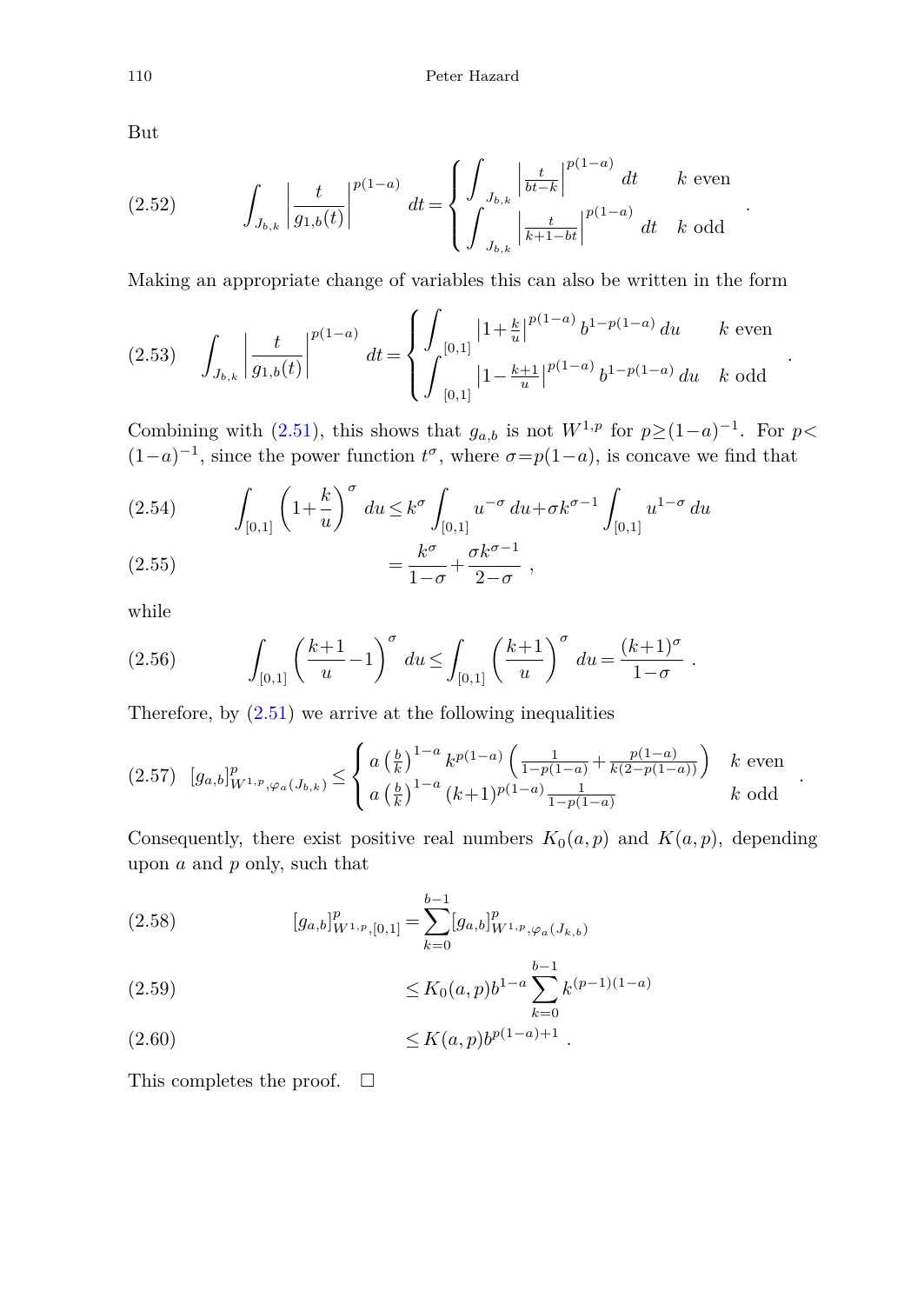But

$$
\int_{J_{b,k}} \left| \frac{t}{g_{1,b}(t)} \right|^{p(1-a)} dt = \begin{cases} \displaystyle\int_{J_{b,k}} \left| \frac{t}{bt-k} \right|^{p(1-a)} dt & k \text{ even} \\ \displaystyle\int_{J_{b,k}} \left| \frac{t}{k+1-bt} \right|^{p(1-a)} dt & k \text{ odd} \end{cases} . \tag{2.52}
$$

Making an appropriate change of variables this can also be written in the form

$$
\int_{J_{b,k}} \left| \frac{t}{g_{1,b}(t)} \right|^{p(1-a)} dt = \begin{cases} \displaystyle\int_{[0,1]} \left|1+\frac{k}{u}\right|^{p(1-a)} b^{1-p(1-a)}\, du & k \text{ even} \\ \displaystyle\int_{[0,1]} \left|1-\frac{k+1}{u}\right|^{p(1-a)} b^{1-p(1-a)}\, du & k \text{ odd} \end{cases} . \tag{2.53}
$$

Combining with (2.51), this shows that $g_{a,b}$ is not $W^{1,p}$ for $p \geq (1-a)^{-1}$. For $p < (1-a)^{-1}$, since the power function $t^\sigma$, where $\sigma = p(1-a)$, is concave we find that

$$
\int_{[0,1]} \left(1+\frac{k}{u}\right)^{\sigma} du \leq k^{\sigma} \int_{[0,1]} u^{-\sigma}\, du + \sigma k^{\sigma-1} \int_{[0,1]} u^{1-\sigma}\, du \tag{2.54}
$$

$$
= \frac{k^{\sigma}}{1-\sigma} + \frac{\sigma k^{\sigma-1}}{2-\sigma} , \tag{2.55}
$$

while

$$
\int_{[0,1]} \left(\frac{k+1}{u} - 1\right)^{\sigma} du \leq \int_{[0,1]} \left(\frac{k+1}{u}\right)^{\sigma} du = \frac{(k+1)^{\sigma}}{1-\sigma} . \tag{2.56}
$$

Therefore, by (2.51) we arrive at the following inequalities

$$
[g_{a,b}]^p_{W^{1,p},\varphi_a(J_{b,k})} \leq \begin{cases} a\left(\frac{b}{k}\right)^{1-a} k^{p(1-a)} \left(\frac{1}{1-p(1-a)} + \frac{p(1-a)}{k(2-p(1-a))}\right) & k \text{ even} \\ a\left(\frac{b}{k}\right)^{1-a} (k+1)^{p(1-a)} \frac{1}{1-p(1-a)} & k \text{ odd} \end{cases} . \tag{2.57}
$$

Consequently, there exist positive real numbers $K_0(a,p)$ and $K(a,p)$, depending upon $a$ and $p$ only, such that

$$
[g_{a,b}]^p_{W^{1,p},[0,1]} = \sum_{k=0}^{b-1} [g_{a,b}]^p_{W^{1,p},\varphi_a(J_{k,b})} \tag{2.58}
$$

$$
\leq K_0(a,p) b^{1-a} \sum_{k=0}^{b-1} k^{(p-1)(1-a)} \tag{2.59}
$$

$$
\leq K(a,p) b^{p(1-a)+1} . \tag{2.60}
$$

This completes the proof. $\square$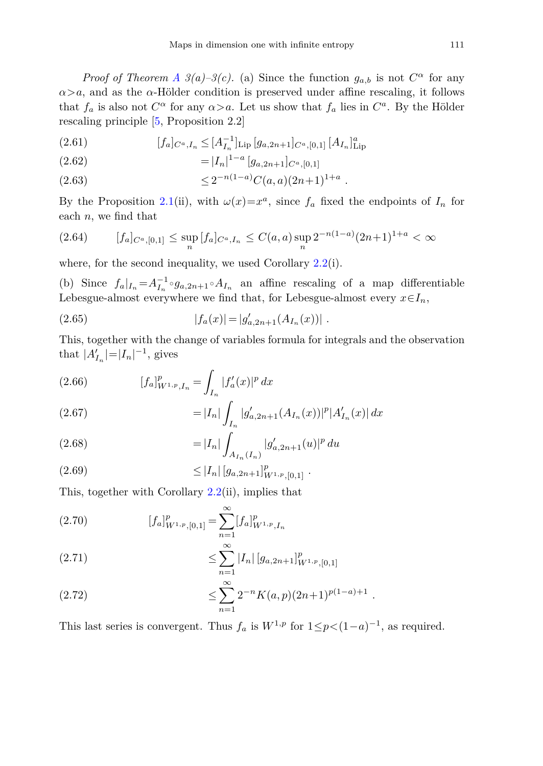*Proof of Theorem A 3(a)–3(c).* (a) Since the function $g_{a,b}$ is not $C^\alpha$ for any $\alpha > a$, and as the $\alpha$-Hölder condition is preserved under affine rescaling, it follows that $f_a$ is also not $C^\alpha$ for any $\alpha > a$. Let us show that $f_a$ lies in $C^a$. By the Hölder rescaling principle [5, Proposition 2.2]

$$
\begin{aligned}
(2.61)\qquad [f_a]_{C^a, I_n} &\leq [A_{I_n}^{-1}]_{\mathrm{Lip}}\,[g_{a,2n+1}]_{C^a,[0,1]}\,[A_{I_n}]^a_{\mathrm{Lip}} \\
(2.62)\qquad &= |I_n|^{1-a}\,[g_{a,2n+1}]_{C^a,[0,1]} \\
(2.63)\qquad &\leq 2^{-n(1-a)} C(a,a)(2n+1)^{1+a}\ .
\end{aligned}
$$

By the Proposition 2.1(ii), with $\omega(x) = x^a$, since $f_a$ fixed the endpoints of $I_n$ for each $n$, we find that

$$
(2.64)\qquad [f_a]_{C^a,[0,1]} \leq \sup_n\, [f_a]_{C^a, I_n} \leq C(a,a) \sup_n 2^{-n(1-a)}(2n+1)^{1+a} < \infty
$$

where, for the second inequality, we used Corollary 2.2(i).

(b) Since $f_a|_{I_n} = A_{I_n}^{-1} \circ g_{a,2n+1} \circ A_{I_n}$ an affine rescaling of a map differentiable Lebesgue-almost everywhere we find that, for Lebesgue-almost every $x \in I_n$,

$$
(2.65)\qquad |f_a(x)| = |g'_{a,2n+1}(A_{I_n}(x))|\ .
$$

This, together with the change of variables formula for integrals and the observation that $|A'_{I_n}| = |I_n|^{-1}$, gives

$$
\begin{aligned}
(2.66)\qquad [f_a]^p_{W^{1,p}, I_n} &= \int_{I_n} |f'_a(x)|^p\, dx \\
(2.67)\qquad &= |I_n| \int_{I_n} |g'_{a,2n+1}(A_{I_n}(x))|^p |A'_{I_n}(x)|\, dx \\
(2.68)\qquad &= |I_n| \int_{A_{I_n}(I_n)} |g'_{a,2n+1}(u)|^p\, du \\
(2.69)\qquad &\leq |I_n|\, [g_{a,2n+1}]^p_{W^{1,p},[0,1]}\ .
\end{aligned}
$$

This, together with Corollary 2.2(ii), implies that

$$
\begin{aligned}
(2.70)\qquad [f_a]^p_{W^{1,p},[0,1]} &= \sum_{n=1}^{\infty} [f_a]^p_{W^{1,p}, I_n} \\
(2.71)\qquad &\leq \sum_{n=1}^{\infty} |I_n|\, [g_{a,2n+1}]^p_{W^{1,p},[0,1]} \\
(2.72)\qquad &\leq \sum_{n=1}^{\infty} 2^{-n} K(a,p)(2n+1)^{p(1-a)+1}\ .
\end{aligned}
$$

This last series is convergent. Thus $f_a$ is $W^{1,p}$ for $1 \leq p < (1-a)^{-1}$, as required.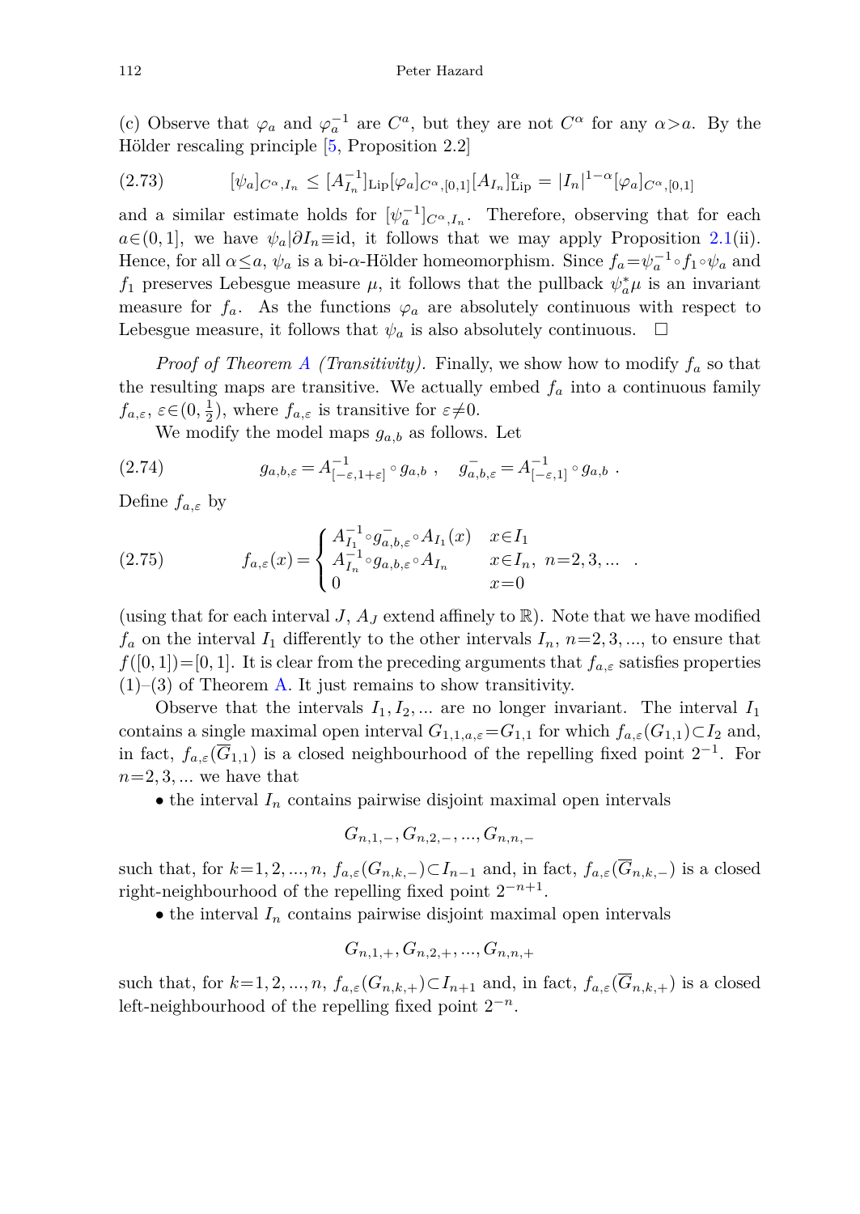(c) Observe that $\varphi_a$ and $\varphi_a^{-1}$ are $C^a$, but they are not $C^\alpha$ for any $\alpha > a$. By the Hölder rescaling principle [5, Proposition 2.2]

$$
(2.73) \qquad [\psi_a]_{C^\alpha, I_n} \le [A_{I_n}^{-1}]_{\mathrm{Lip}} [\varphi_a]_{C^\alpha,[0,1]} [A_{I_n}]^\alpha_{\mathrm{Lip}} = |I_n|^{1-\alpha} [\varphi_a]_{C^\alpha,[0,1]}
$$

and a similar estimate holds for $[\psi_a^{-1}]_{C^\alpha, I_n}$. Therefore, observing that for each $a \in (0,1]$, we have $\psi_a | \partial I_n \equiv \mathrm{id}$, it follows that we may apply Proposition 2.1(ii). Hence, for all $\alpha \le a$, $\psi_a$ is a bi-$\alpha$-Hölder homeomorphism. Since $f_a = \psi_a^{-1} \circ f_1 \circ \psi_a$ and $f_1$ preserves Lebesgue measure $\mu$, it follows that the pullback $\psi_a^* \mu$ is an invariant measure for $f_a$. As the functions $\varphi_a$ are absolutely continuous with respect to Lebesgue measure, it follows that $\psi_a$ is also absolutely continuous. $\square$

*Proof of Theorem A (Transitivity).* Finally, we show how to modify $f_a$ so that the resulting maps are transitive. We actually embed $f_a$ into a continuous family $f_{a,\varepsilon}$, $\varepsilon \in (0, \frac{1}{2})$, where $f_{a,\varepsilon}$ is transitive for $\varepsilon \ne 0$.

We modify the model maps $g_{a,b}$ as follows. Let

$$
(2.74) \qquad g_{a,b,\varepsilon} = A^{-1}_{[-\varepsilon, 1+\varepsilon]} \circ g_{a,b}\ , \quad g^-_{a,b,\varepsilon} = A^{-1}_{[-\varepsilon,1]} \circ g_{a,b}\ .
$$

Define $f_{a,\varepsilon}$ by

$$
(2.75) \qquad f_{a,\varepsilon}(x) = \begin{cases} A_{I_1}^{-1} \circ g^-_{a,b,\varepsilon} \circ A_{I_1}(x) & x \in I_1 \\ A_{I_n}^{-1} \circ g_{a,b,\varepsilon} \circ A_{I_n} & x \in I_n,\ n = 2,3,\dots \\ 0 & x = 0 \end{cases} .
$$

(using that for each interval $J$, $A_J$ extend affinely to $\mathbb{R}$). Note that we have modified $f_a$ on the interval $I_1$ differently to the other intervals $I_n$, $n = 2,3,\dots$, to ensure that $f([0,1]) = [0,1]$. It is clear from the preceding arguments that $f_{a,\varepsilon}$ satisfies properties (1)–(3) of Theorem A. It just remains to show transitivity.

Observe that the intervals $I_1, I_2, \dots$ are no longer invariant. The interval $I_1$ contains a single maximal open interval $G_{1,1,a,\varepsilon} = G_{1,1}$ for which $f_{a,\varepsilon}(G_{1,1}) \subset I_2$ and, in fact, $f_{a,\varepsilon}(\overline{G}_{1,1})$ is a closed neighbourhood of the repelling fixed point $2^{-1}$. For $n = 2,3,\dots$ we have that

- the interval $I_n$ contains pairwise disjoint maximal open intervals

$$
G_{n,1,-}, G_{n,2,-}, \dots, G_{n,n,-}
$$

such that, for $k = 1,2,\dots,n$, $f_{a,\varepsilon}(G_{n,k,-}) \subset I_{n-1}$ and, in fact, $f_{a,\varepsilon}(\overline{G}_{n,k,-})$ is a closed right-neighbourhood of the repelling fixed point $2^{-n+1}$.

- the interval $I_n$ contains pairwise disjoint maximal open intervals

$$
G_{n,1,+}, G_{n,2,+}, \dots, G_{n,n,+}
$$

such that, for $k = 1,2,\dots,n$, $f_{a,\varepsilon}(G_{n,k,+}) \subset I_{n+1}$ and, in fact, $f_{a,\varepsilon}(\overline{G}_{n,k,+})$ is a closed left-neighbourhood of the repelling fixed point $2^{-n}$.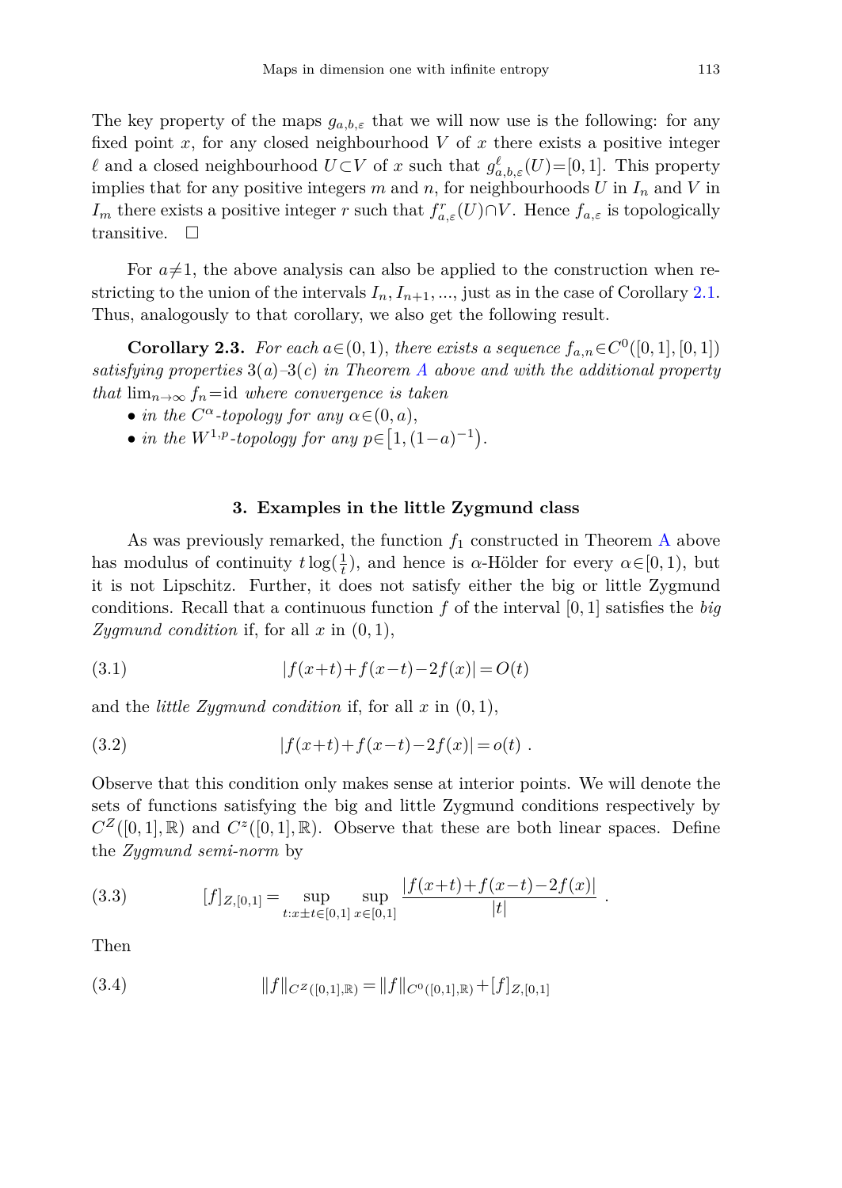The key property of the maps $g_{a,b,\varepsilon}$ that we will now use is the following: for any fixed point $x$, for any closed neighbourhood $V$ of $x$ there exists a positive integer $\ell$ and a closed neighbourhood $U\subset V$ of $x$ such that $g^{\ell}_{a,b,\varepsilon}(U)=[0,1]$. This property implies that for any positive integers $m$ and $n$, for neighbourhoods $U$ in $I_n$ and $V$ in $I_m$ there exists a positive integer $r$ such that $f^r_{a,\varepsilon}(U)\cap V$. Hence $f_{a,\varepsilon}$ is topologically transitive. $\square$

For $a\neq 1$, the above analysis can also be applied to the construction when restricting to the union of the intervals $I_n, I_{n+1}, ...$, just as in the case of Corollary 2.1. Thus, analogously to that corollary, we also get the following result.

**Corollary 2.3.** *For each $a\in(0,1)$, there exists a sequence $f_{a,n}\in C^0([0,1],[0,1])$ satisfying properties 3(a)–3(c) in Theorem A above and with the additional property that $\lim_{n\to\infty} f_n=\mathrm{id}$ where convergence is taken*

- *in the $C^{\alpha}$-topology for any $\alpha\in(0,a)$,*
- *in the $W^{1,p}$-topology for any $p\in\big[1,(1-a)^{-1}\big)$.*

## 3. Examples in the little Zygmund class

As was previously remarked, the function $f_1$ constructed in Theorem A above has modulus of continuity $t\log(\frac{1}{t})$, and hence is $\alpha$-Hölder for every $\alpha\in[0,1)$, but it is not Lipschitz. Further, it does not satisfy either the big or little Zygmund conditions. Recall that a continuous function $f$ of the interval $[0,1]$ satisfies the *big Zygmund condition* if, for all $x$ in $(0,1)$,

$$|f(x+t)+f(x-t)-2f(x)|=O(t) \tag{3.1}$$

and the *little Zygmund condition* if, for all $x$ in $(0,1)$,

$$|f(x+t)+f(x-t)-2f(x)|=o(t)\ . \tag{3.2}$$

Observe that this condition only makes sense at interior points. We will denote the sets of functions satisfying the big and little Zygmund conditions respectively by $C^Z([0,1],\mathbb{R})$ and $C^z([0,1],\mathbb{R})$. Observe that these are both linear spaces. Define the *Zygmund semi-norm* by

$$[f]_{Z,[0,1]}=\sup_{t:x\pm t\in[0,1]}\ \sup_{x\in[0,1]}\frac{|f(x+t)+f(x-t)-2f(x)|}{|t|}\ . \tag{3.3}$$

Then

$$\|f\|_{C^Z([0,1],\mathbb{R})}=\|f\|_{C^0([0,1],\mathbb{R})}+[f]_{Z,[0,1]} \tag{3.4}$$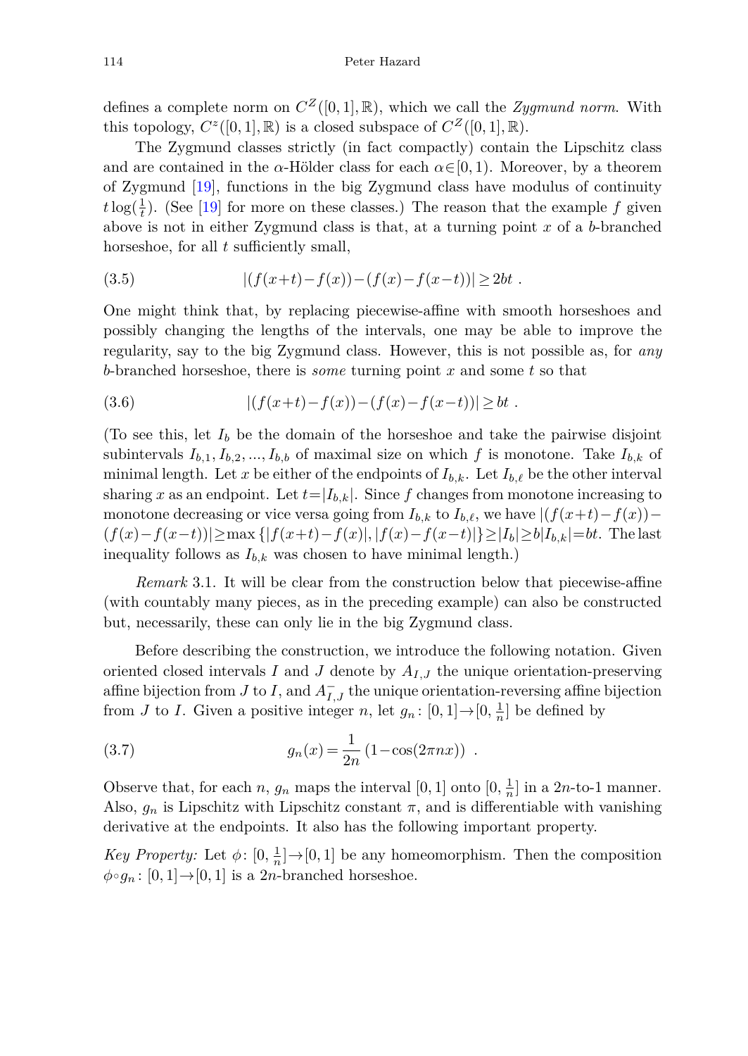defines a complete norm on $C^Z([0,1],\mathbb{R})$, which we call the *Zygmund norm*. With this topology, $C^z([0,1],\mathbb{R})$ is a closed subspace of $C^Z([0,1],\mathbb{R})$.

The Zygmund classes strictly (in fact compactly) contain the Lipschitz class and are contained in the $\alpha$-Hölder class for each $\alpha\in[0,1)$. Moreover, by a theorem of Zygmund [19], functions in the big Zygmund class have modulus of continuity $t\log(\frac{1}{t})$. (See [19] for more on these classes.) The reason that the example $f$ given above is not in either Zygmund class is that, at a turning point $x$ of a $b$-branched horseshoe, for all $t$ sufficiently small,

$$|(f(x+t)-f(x))-(f(x)-f(x-t))|\geq 2bt\ . \tag{3.5}$$

One might think that, by replacing piecewise-affine with smooth horseshoes and possibly changing the lengths of the intervals, one may be able to improve the regularity, say to the big Zygmund class. However, this is not possible as, for *any* $b$-branched horseshoe, there is *some* turning point $x$ and some $t$ so that

$$|(f(x+t)-f(x))-(f(x)-f(x-t))|\geq bt\ . \tag{3.6}$$

(To see this, let $I_b$ be the domain of the horseshoe and take the pairwise disjoint subintervals $I_{b,1},I_{b,2},...,I_{b,b}$ of maximal size on which $f$ is monotone. Take $I_{b,k}$ of minimal length. Let $x$ be either of the endpoints of $I_{b,k}$. Let $I_{b,\ell}$ be the other interval sharing $x$ as an endpoint. Let $t=|I_{b,k}|$. Since $f$ changes from monotone increasing to monotone decreasing or vice versa going from $I_{b,k}$ to $I_{b,\ell}$, we have $|(f(x+t)-f(x))-(f(x)-f(x-t))|\geq\max\{|f(x+t)-f(x)|,|f(x)-f(x-t)|\}\geq|I_b|\geq b|I_{b,k}|=bt$. The last inequality follows as $I_{b,k}$ was chosen to have minimal length.)

*Remark* 3.1. It will be clear from the construction below that piecewise-affine (with countably many pieces, as in the preceding example) can also be constructed but, necessarily, these can only lie in the big Zygmund class.

Before describing the construction, we introduce the following notation. Given oriented closed intervals $I$ and $J$ denote by $A_{I,J}$ the unique orientation-preserving affine bijection from $J$ to $I$, and $A^-_{I,J}$ the unique orientation-reversing affine bijection from $J$ to $I$. Given a positive integer $n$, let $g_n\colon[0,1]\to[0,\frac{1}{n}]$ be defined by

$$g_n(x)=\frac{1}{2n}\left(1-\cos(2\pi nx)\right)\ . \tag{3.7}$$

Observe that, for each $n$, $g_n$ maps the interval $[0,1]$ onto $[0,\frac{1}{n}]$ in a $2n$-to-1 manner. Also, $g_n$ is Lipschitz with Lipschitz constant $\pi$, and is differentiable with vanishing derivative at the endpoints. It also has the following important property.

*Key Property:* Let $\phi\colon[0,\frac{1}{n}]\to[0,1]$ be any homeomorphism. Then the composition $\phi\circ g_n\colon[0,1]\to[0,1]$ is a $2n$-branched horseshoe.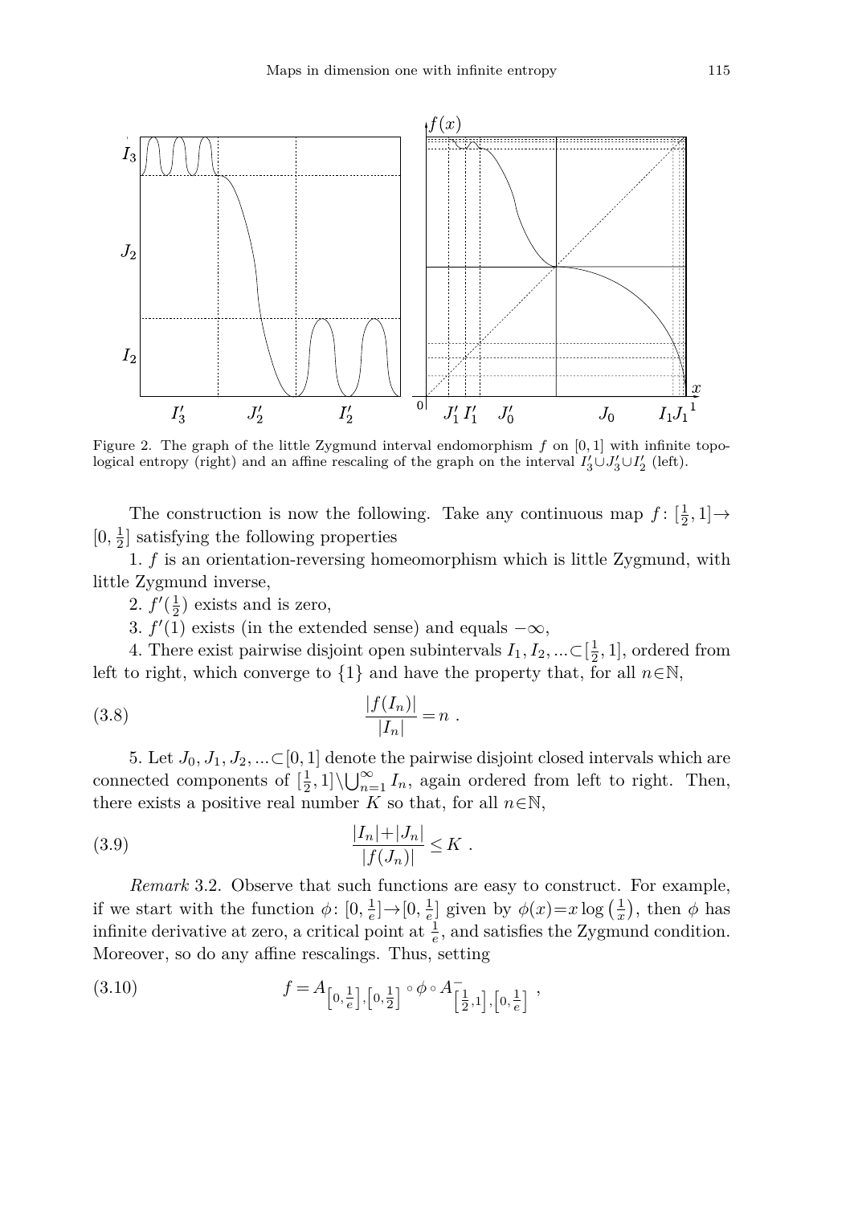Figure 2. The graph of the little Zygmund interval endomorphism $f$ on $[0,1]$ with infinite topological entropy (right) and an affine rescaling of the graph on the interval $I_3' \cup J_3' \cup I_2'$ (left).

The construction is now the following. Take any continuous map $f\colon [\frac{1}{2},1] \to [0,\frac{1}{2}]$ satisfying the following properties

1. $f$ is an orientation-reversing homeomorphism which is little Zygmund, with little Zygmund inverse,

2. $f'(\frac{1}{2})$ exists and is zero,

3. $f'(1)$ exists (in the extended sense) and equals $-\infty$,

4. There exist pairwise disjoint open subintervals $I_1, I_2, \ldots \subset [\frac{1}{2},1]$, ordered from left to right, which converge to $\{1\}$ and have the property that, for all $n \in \mathbb{N}$,

$$\frac{|f(I_n)|}{|I_n|} = n \; . \tag{3.8}$$

5. Let $J_0, J_1, J_2, \ldots \subset [0,1]$ denote the pairwise disjoint closed intervals which are connected components of $[\frac{1}{2},1] \setminus \bigcup_{n=1}^{\infty} I_n$, again ordered from left to right. Then, there exists a positive real number $K$ so that, for all $n \in \mathbb{N}$,

$$\frac{|I_n| + |J_n|}{|f(J_n)|} \leq K \; . \tag{3.9}$$

*Remark* 3.2. Observe that such functions are easy to construct. For example, if we start with the function $\phi\colon [0,\frac{1}{e}] \to [0,\frac{1}{e}]$ given by $\phi(x) = x \log\left(\frac{1}{x}\right)$, then $\phi$ has infinite derivative at zero, a critical point at $\frac{1}{e}$, and satisfies the Zygmund condition. Moreover, so do any affine rescalings. Thus, setting

$$f = A_{\left[0,\frac{1}{e}\right],\left[0,\frac{1}{2}\right]} \circ \phi \circ A^{-}_{\left[\frac{1}{2},1\right],\left[0,\frac{1}{e}\right]} \; , \tag{3.10}$$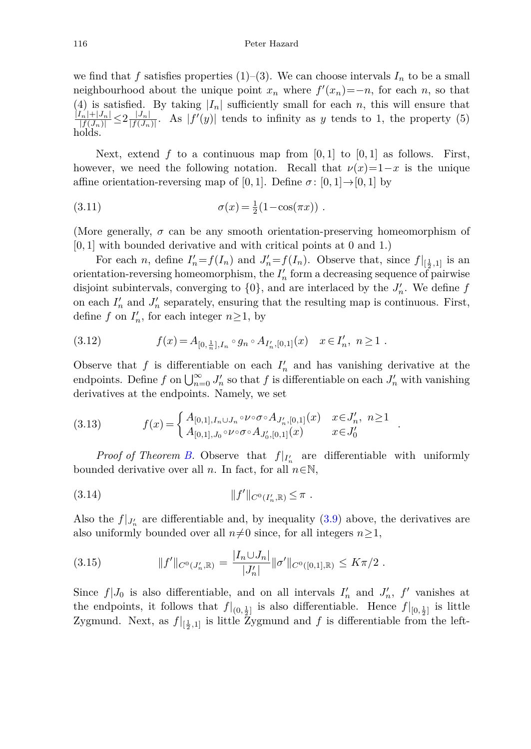we find that $f$ satisfies properties (1)–(3). We can choose intervals $I_n$ to be a small neighbourhood about the unique point $x_n$ where $f'(x_n)=-n$, for each $n$, so that (4) is satisfied. By taking $|I_n|$ sufficiently small for each $n$, this will ensure that $\frac{|I_n|+|J_n|}{|f(J_n)|}\leq 2\frac{|J_n|}{|f(J_n)|}$. As $|f'(y)|$ tends to infinity as $y$ tends to 1, the property (5) holds.

Next, extend $f$ to a continuous map from $[0,1]$ to $[0,1]$ as follows. First, however, we need the following notation. Recall that $\nu(x)=1-x$ is the unique affine orientation-reversing map of $[0,1]$. Define $\sigma\colon [0,1]\to[0,1]$ by

$$\sigma(x)=\tfrac{1}{2}(1-\cos(\pi x))\ . \tag{3.11}$$

(More generally, $\sigma$ can be any smooth orientation-preserving homeomorphism of $[0,1]$ with bounded derivative and with critical points at 0 and 1.)

For each $n$, define $I_n'=f(I_n)$ and $J_n'=f(I_n)$. Observe that, since $f|_{[\frac{1}{2},1]}$ is an orientation-reversing homeomorphism, the $I_n'$ form a decreasing sequence of pairwise disjoint subintervals, converging to $\{0\}$, and are interlaced by the $J_n'$. We define $f$ on each $I_n'$ and $J_n'$ separately, ensuring that the resulting map is continuous. First, define $f$ on $I_n'$, for each integer $n\geq 1$, by

$$f(x)=A_{[0,\frac{1}{n}],I_n}\circ g_n\circ A_{I_n',[0,1]}(x)\quad x\in I_n',\ n\geq 1\ . \tag{3.12}$$

Observe that $f$ is differentiable on each $I_n'$ and has vanishing derivative at the endpoints. Define $f$ on $\bigcup_{n=0}^{\infty} J_n'$ so that $f$ is differentiable on each $J_n'$ with vanishing derivatives at the endpoints. Namely, we set

$$f(x)=\begin{cases} A_{[0,1],I_n\cup J_n}\circ\nu\circ\sigma\circ A_{J_n',[0,1]}(x) & x\in J_n',\ n\geq 1\\ A_{[0,1],J_0}\circ\nu\circ\sigma\circ A_{J_0',[0,1]}(x) & x\in J_0'\end{cases}\ . \tag{3.13}$$

*Proof of Theorem B.* Observe that $f|_{I_n'}$ are differentiable with uniformly bounded derivative over all $n$. In fact, for all $n\in\mathbb{N}$,

$$\|f'\|_{C^0(I_n',\mathbb{R})}\leq\pi\ . \tag{3.14}$$

Also the $f|_{J_n'}$ are differentiable and, by inequality (3.9) above, the derivatives are also uniformly bounded over all $n\neq 0$ since, for all integers $n\geq 1$,

$$\|f'\|_{C^0(J_n',\mathbb{R})}=\frac{|I_n\cup J_n|}{|J_n'|}\|\sigma'\|_{C^0([0,1],\mathbb{R})}\leq K\pi/2\ . \tag{3.15}$$

Since $f|J_0$ is also differentiable, and on all intervals $I_n'$ and $J_n'$, $f'$ vanishes at the endpoints, it follows that $f|_{(0,\frac{1}{2}]}$ is also differentiable. Hence $f|_{[0,\frac{1}{2}]}$ is little Zygmund. Next, as $f|_{[\frac{1}{2},1]}$ is little Zygmund and $f$ is differentiable from the left-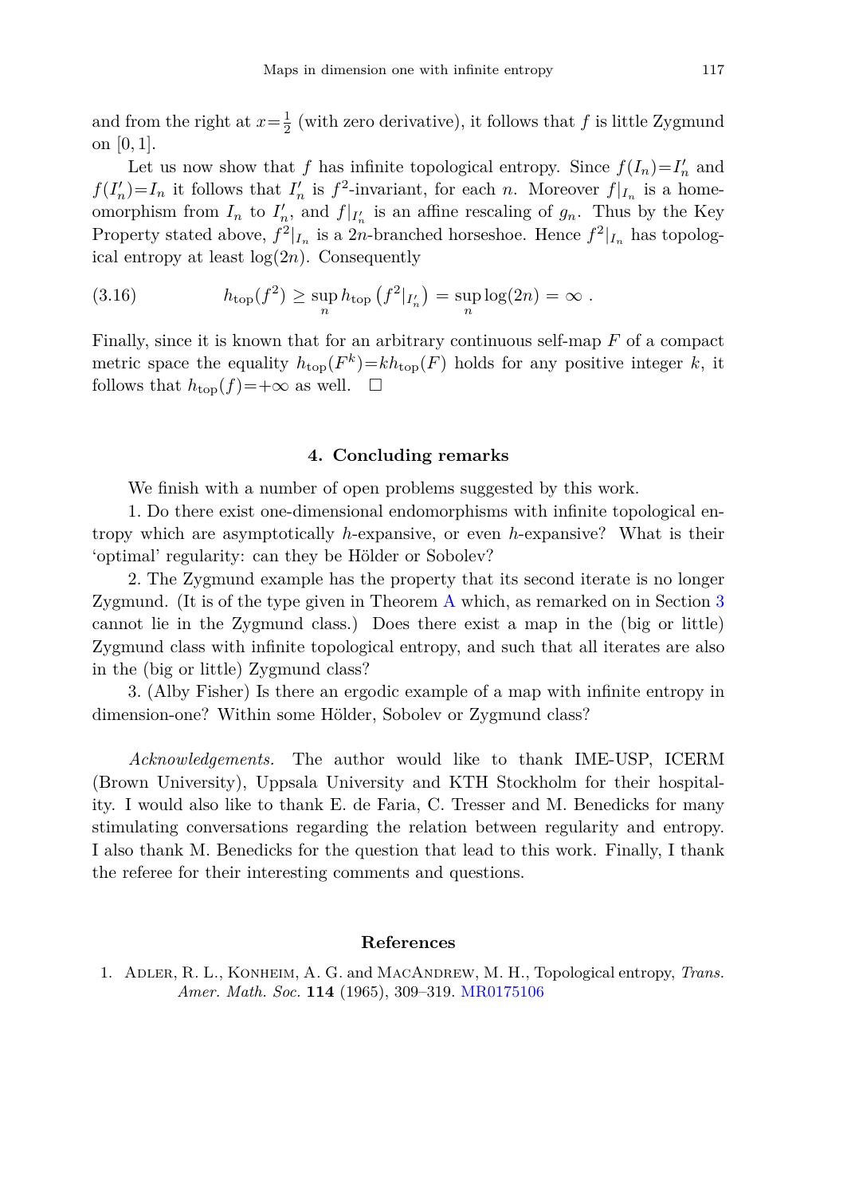and from the right at $x=\frac{1}{2}$ (with zero derivative), it follows that $f$ is little Zygmund on $[0,1]$.

Let us now show that $f$ has infinite topological entropy. Since $f(I_n)=I'_n$ and $f(I'_n)=I_n$ it follows that $I'_n$ is $f^2$-invariant, for each $n$. Moreover $f|_{I_n}$ is a homeomorphism from $I_n$ to $I'_n$, and $f|_{I'_n}$ is an affine rescaling of $g_n$. Thus by the Key Property stated above, $f^2|_{I_n}$ is a $2n$-branched horseshoe. Hence $f^2|_{I_n}$ has topological entropy at least $\log(2n)$. Consequently

$$h_{\text{top}}(f^2) \geq \sup_n h_{\text{top}}\left(f^2|_{I'_n}\right) = \sup_n \log(2n) = \infty \ . \tag{3.16}$$

Finally, since it is known that for an arbitrary continuous self-map $F$ of a compact metric space the equality $h_{\text{top}}(F^k)=kh_{\text{top}}(F)$ holds for any positive integer $k$, it follows that $h_{\text{top}}(f)=+\infty$ as well. $\square$

## 4. Concluding remarks

We finish with a number of open problems suggested by this work.

1. Do there exist one-dimensional endomorphisms with infinite topological entropy which are asymptotically $h$-expansive, or even $h$-expansive? What is their 'optimal' regularity: can they be Hölder or Sobolev?

2. The Zygmund example has the property that its second iterate is no longer Zygmund. (It is of the type given in Theorem A which, as remarked on in Section 3 cannot lie in the Zygmund class.) Does there exist a map in the (big or little) Zygmund class with infinite topological entropy, and such that all iterates are also in the (big or little) Zygmund class?

3. (Alby Fisher) Is there an ergodic example of a map with infinite entropy in dimension-one? Within some Hölder, Sobolev or Zygmund class?

*Acknowledgements.* The author would like to thank IME-USP, ICERM (Brown University), Uppsala University and KTH Stockholm for their hospitality. I would also like to thank E. de Faria, C. Tresser and M. Benedicks for many stimulating conversations regarding the relation between regularity and entropy. I also thank M. Benedicks for the question that lead to this work. Finally, I thank the referee for their interesting comments and questions.

## References

1. Adler, R. L., Konheim, A. G. and MacAndrew, M. H., Topological entropy, *Trans. Amer. Math. Soc.* **114** (1965), 309–319. MR0175106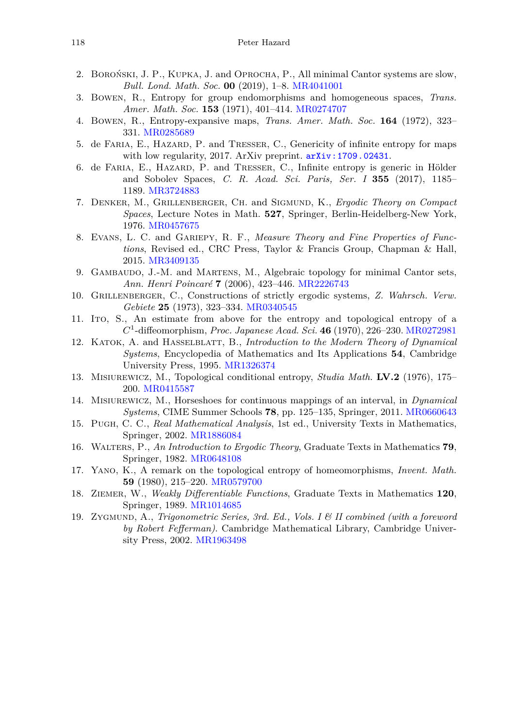2. Boroński, J. P., Kupka, J. and Oprocha, P., All minimal Cantor systems are slow, *Bull. Lond. Math. Soc.* **00** (2019), 1–8. MR4041001
3. Bowen, R., Entropy for group endomorphisms and homogeneous spaces, *Trans. Amer. Math. Soc.* **153** (1971), 401–414. MR0274707
4. Bowen, R., Entropy-expansive maps, *Trans. Amer. Math. Soc.* **164** (1972), 323–331. MR0285689
5. de Faria, E., Hazard, P. and Tresser, C., Genericity of infinite entropy for maps with low regularity, 2017. ArXiv preprint. arXiv:1709.02431.
6. de Faria, E., Hazard, P. and Tresser, C., Infinite entropy is generic in Hölder and Sobolev Spaces, *C. R. Acad. Sci. Paris, Ser. I* **355** (2017), 1185–1189. MR3724883
7. Denker, M., Grillenberger, Ch. and Sigmund, K., *Ergodic Theory on Compact Spaces*, Lecture Notes in Math. **527**, Springer, Berlin-Heidelberg-New York, 1976. MR0457675
8. Evans, L. C. and Gariepy, R. F., *Measure Theory and Fine Properties of Functions*, Revised ed., CRC Press, Taylor & Francis Group, Chapman & Hall, 2015. MR3409135
9. Gambaudo, J.-M. and Martens, M., Algebraic topology for minimal Cantor sets, *Ann. Henri Poincaré* **7** (2006), 423–446. MR2226743
10. Grillenberger, C., Constructions of strictly ergodic systems, *Z. Wahrsch. Verw. Gebiete* **25** (1973), 323–334. MR0340545
11. Ito, S., An estimate from above for the entropy and topological entropy of a $C^1$-diffeomorphism, *Proc. Japanese Acad. Sci.* **46** (1970), 226–230. MR0272981
12. Katok, A. and Hasselblatt, B., *Introduction to the Modern Theory of Dynamical Systems*, Encyclopedia of Mathematics and Its Applications **54**, Cambridge University Press, 1995. MR1326374
13. Misiurewicz, M., Topological conditional entropy, *Studia Math.* **LV.2** (1976), 175–200. MR0415587
14. Misiurewicz, M., Horseshoes for continuous mappings of an interval, in *Dynamical Systems*, CIME Summer Schools **78**, pp. 125–135, Springer, 2011. MR0660643
15. Pugh, C. C., *Real Mathematical Analysis*, 1st ed., University Texts in Mathematics, Springer, 2002. MR1886084
16. Walters, P., *An Introduction to Ergodic Theory*, Graduate Texts in Mathematics **79**, Springer, 1982. MR0648108
17. Yano, K., A remark on the topological entropy of homeomorphisms, *Invent. Math.* **59** (1980), 215–220. MR0579700
18. Ziemer, W., *Weakly Differentiable Functions*, Graduate Texts in Mathematics **120**, Springer, 1989. MR1014685
19. Zygmund, A., *Trigonometric Series, 3rd. Ed., Vols. I & II combined (with a foreword by Robert Fefferman)*. Cambridge Mathematical Library, Cambridge University Press, 2002. MR1963498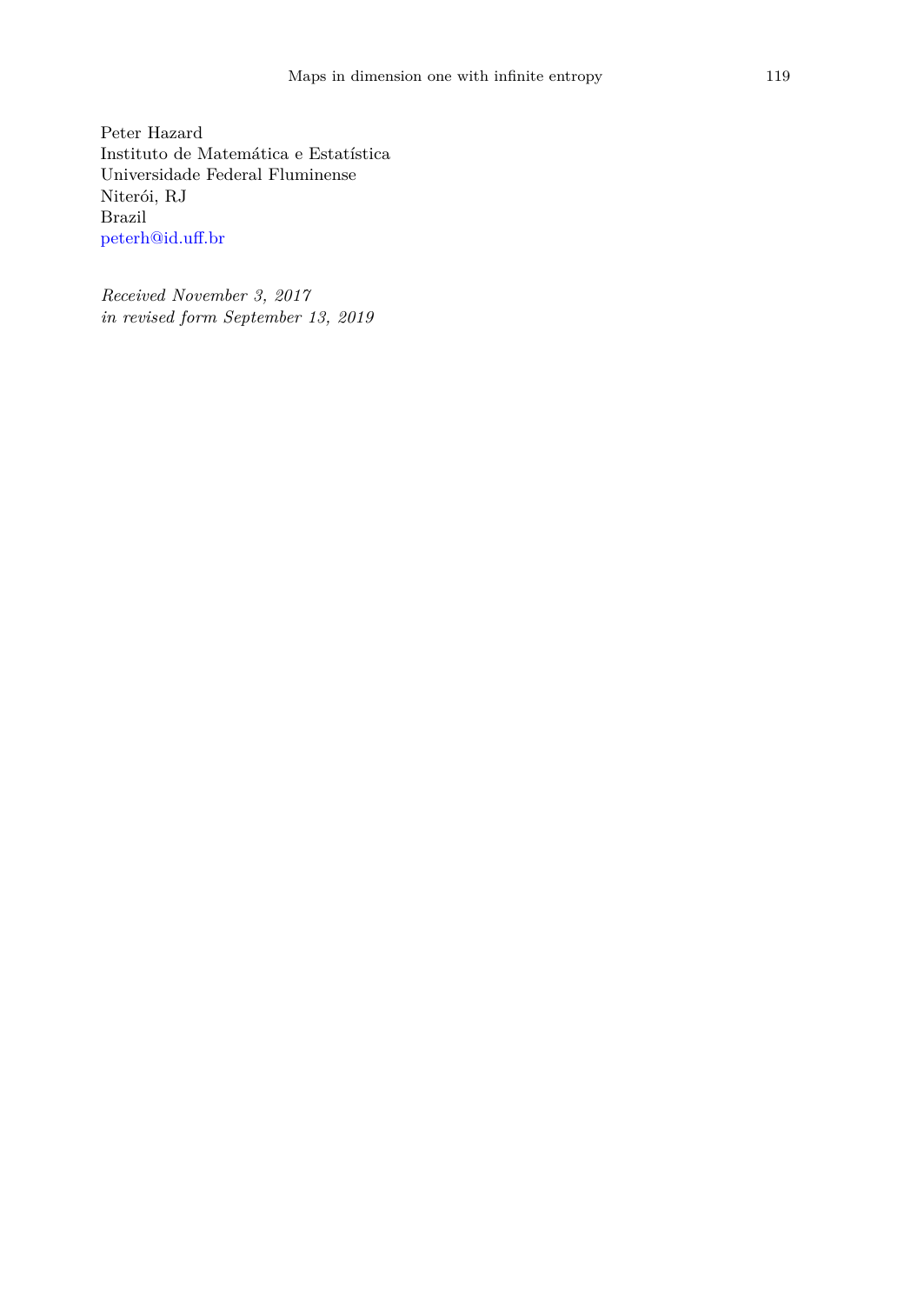Peter Hazard
Instituto de Matemática e Estatística
Universidade Federal Fluminense
Niterói, RJ
Brazil
peterh@id.uff.br

*Received November 3, 2017*
*in revised form September 13, 2019*